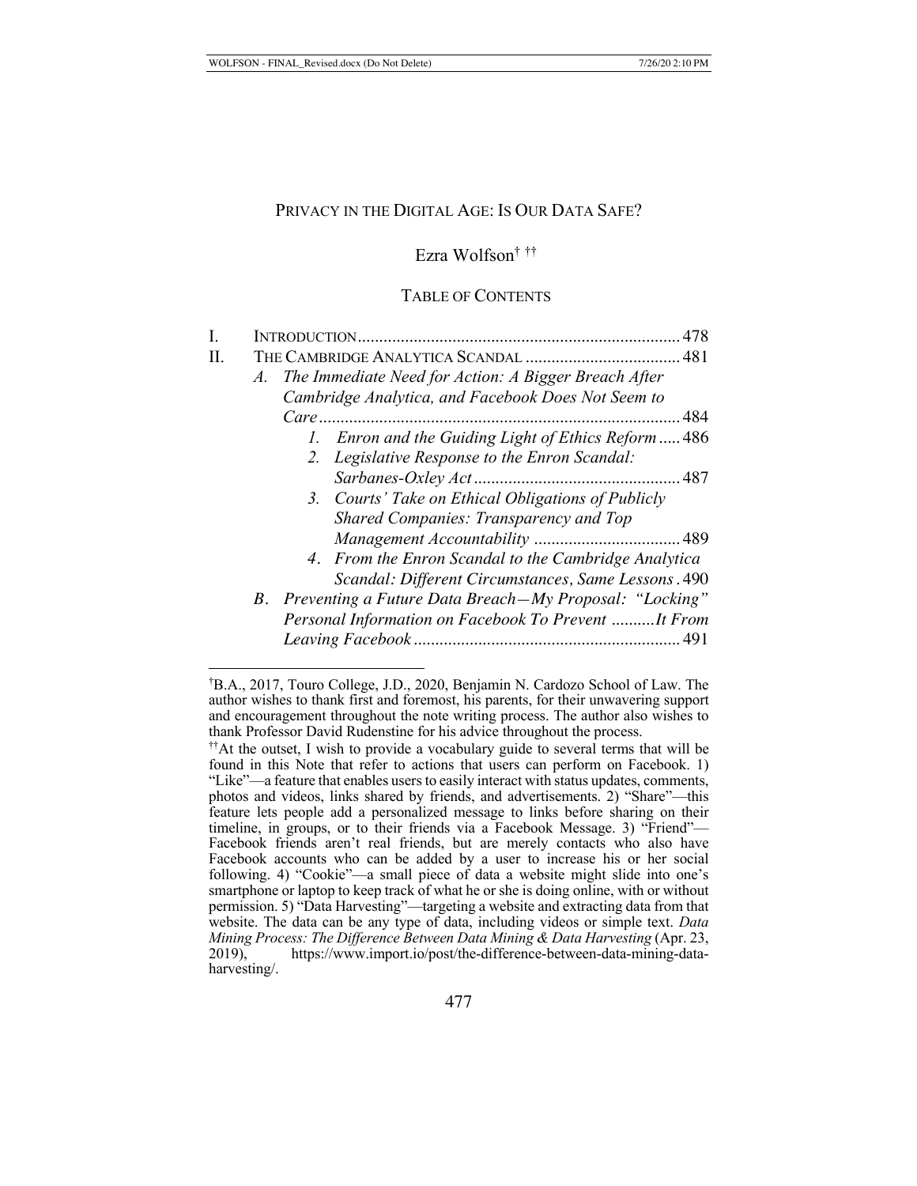# PRIVACY IN THE DIGITAL AGE: IS OUR DATA SAFE?

Ezra Wolfson[†] [††]

## TABLE OF CONTENTS

I. INTRODUCTION .......................................................................... 478

II. THE CAMBRIDGE ANALYTICA SCANDAL .................................... 481

- A. *The Immediate Need for Action: A Bigger Breach After Cambridge Analytica, and Facebook Does Not Seem to Care* .................................................................................. 484
  1. *Enron and the Guiding Light of Ethics Reform* ..... 486
  2. *Legislative Response to the Enron Scandal: Sarbanes-Oxley Act* ................................................ 487
  3. *Courts' Take on Ethical Obligations of Publicly Shared Companies: Transparency and Top Management Accountability* .................................. 489
  4. *From the Enron Scandal to the Cambridge Analytica Scandal: Different Circumstances, Same Lessons* . 490
- B. *Preventing a Future Data Breach—My Proposal: "Locking" Personal Information on Facebook To Prevent ..........It From Leaving Facebook* ............................................................. 491

---

[†]B.A., 2017, Touro College, J.D., 2020, Benjamin N. Cardozo School of Law. The author wishes to thank first and foremost, his parents, for their unwavering support and encouragement throughout the note writing process. The author also wishes to thank Professor David Rudenstine for his advice throughout the process.

[††]At the outset, I wish to provide a vocabulary guide to several terms that will be found in this Note that refer to actions that users can perform on Facebook. 1) "Like"—a feature that enables users to easily interact with status updates, comments, photos and videos, links shared by friends, and advertisements. 2) "Share"—this feature lets people add a personalized message to links before sharing on their timeline, in groups, or to their friends via a Facebook Message. 3) "Friend"—Facebook friends aren't real friends, but are merely contacts who also have Facebook accounts who can be added by a user to increase his or her social following. 4) "Cookie"—a small piece of data a website might slide into one's smartphone or laptop to keep track of what he or she is doing online, with or without permission. 5) "Data Harvesting"—targeting a website and extracting data from that website. The data can be any type of data, including videos or simple text. *Data Mining Process: The Difference Between Data Mining & Data Harvesting* (Apr. 23, 2019), https://www.import.io/post/the-difference-between-data-mining-data-harvesting/.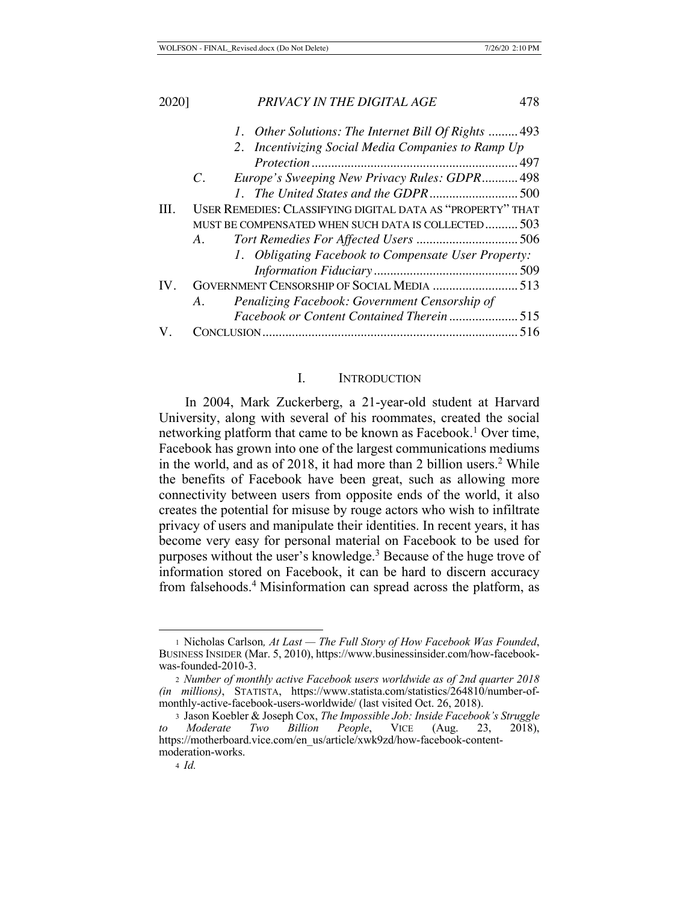1. Other Solutions: The Internet Bill Of Rights ......... 493
2. Incentivizing Social Media Companies to Ramp Up Protection ............................................................ 497

C. Europe's Sweeping New Privacy Rules: GDPR........... 498
1. The United States and the GDPR........................... 500

III. USER REMEDIES: CLASSIFYING DIGITAL DATA AS "PROPERTY" THAT MUST BE COMPENSATED WHEN SUCH DATA IS COLLECTED.......... 503

A. Tort Remedies For Affected Users ............................... 506
1. Obligating Facebook to Compensate User Property: Information Fiduciary............................................ 509

IV. GOVERNMENT CENSORSHIP OF SOCIAL MEDIA .......................... 513

A. Penalizing Facebook: Government Censorship of Facebook or Content Contained Therein..................... 515

V. CONCLUSION.............................................................................. 516

# I. INTRODUCTION

In 2004, Mark Zuckerberg, a 21-year-old student at Harvard University, along with several of his roommates, created the social networking platform that came to be known as Facebook.[1] Over time, Facebook has grown into one of the largest communications mediums in the world, and as of 2018, it had more than 2 billion users.[2] While the benefits of Facebook have been great, such as allowing more connectivity between users from opposite ends of the world, it also creates the potential for misuse by rouge actors who wish to infiltrate privacy of users and manipulate their identities. In recent years, it has become very easy for personal material on Facebook to be used for purposes without the user's knowledge.[3] Because of the huge trove of information stored on Facebook, it can be hard to discern accuracy from falsehoods.[4] Misinformation can spread across the platform, as

---

1 Nicholas Carlson, *At Last — The Full Story of How Facebook Was Founded*, BUSINESS INSIDER (Mar. 5, 2010), https://www.businessinsider.com/how-facebook-was-founded-2010-3.

2 *Number of monthly active Facebook users worldwide as of 2nd quarter 2018 (in millions)*, STATISTA, https://www.statista.com/statistics/264810/number-of-monthly-active-facebook-users-worldwide/ (last visited Oct. 26, 2018).

3 Jason Koebler & Joseph Cox, *The Impossible Job: Inside Facebook's Struggle to Moderate Two Billion People*, VICE (Aug. 23, 2018), https://motherboard.vice.com/en_us/article/xwk9zd/how-facebook-content-moderation-works.

4 *Id.*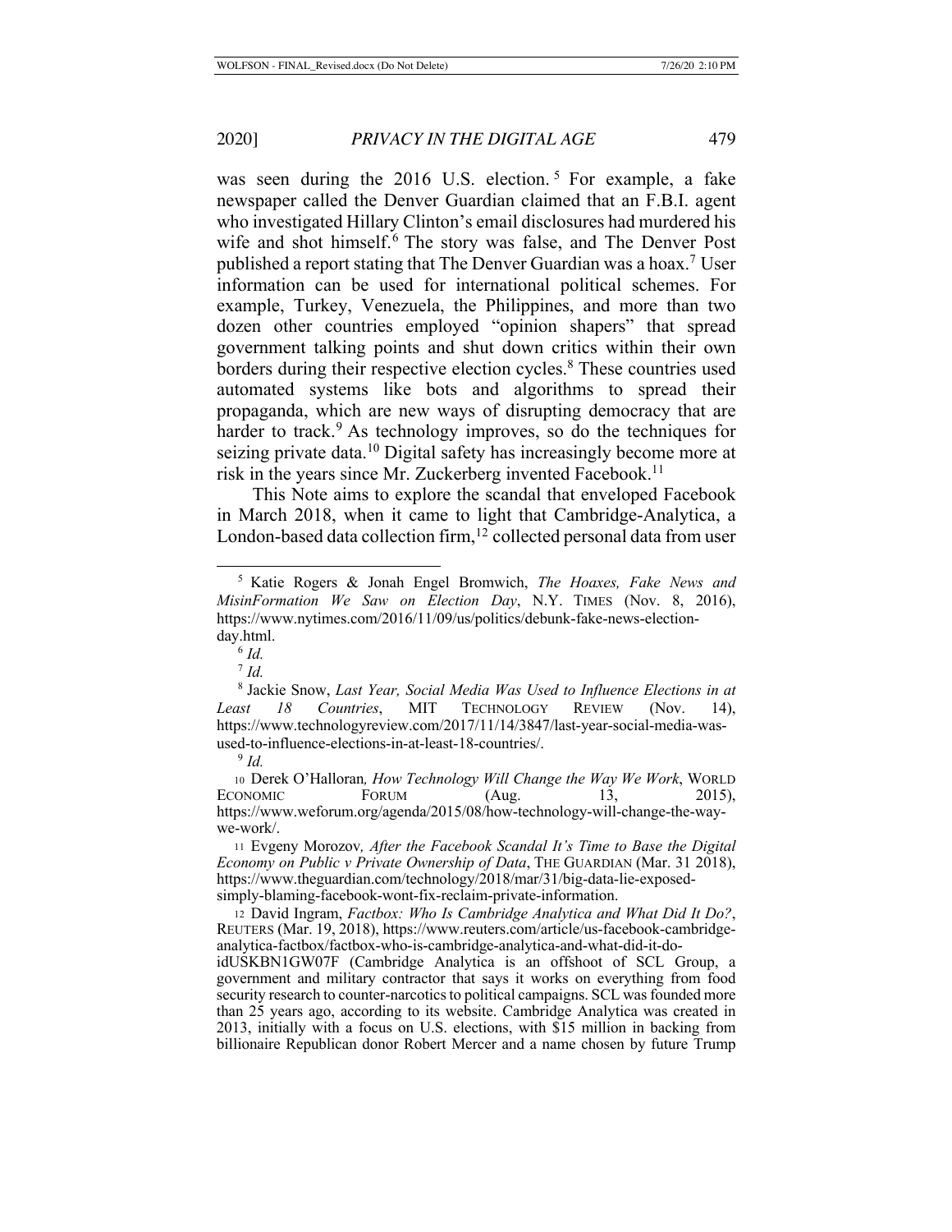was seen during the 2016 U.S. election.[5] For example, a fake newspaper called the Denver Guardian claimed that an F.B.I. agent who investigated Hillary Clinton's email disclosures had murdered his wife and shot himself.[6] The story was false, and The Denver Post published a report stating that The Denver Guardian was a hoax.[7] User information can be used for international political schemes. For example, Turkey, Venezuela, the Philippines, and more than two dozen other countries employed "opinion shapers" that spread government talking points and shut down critics within their own borders during their respective election cycles.[8] These countries used automated systems like bots and algorithms to spread their propaganda, which are new ways of disrupting democracy that are harder to track.[9] As technology improves, so do the techniques for seizing private data.[10] Digital safety has increasingly become more at risk in the years since Mr. Zuckerberg invented Facebook.[11]

This Note aims to explore the scandal that enveloped Facebook in March 2018, when it came to light that Cambridge-Analytica, a London-based data collection firm,[12] collected personal data from user

---

[5] Katie Rogers & Jonah Engel Bromwich, *The Hoaxes, Fake News and MisinFormation We Saw on Election Day*, N.Y. TIMES (Nov. 8, 2016), https://www.nytimes.com/2016/11/09/us/politics/debunk-fake-news-election-day.html.

[6] *Id.*

[7] *Id.*

[8] Jackie Snow, *Last Year, Social Media Was Used to Influence Elections in at Least 18 Countries*, MIT TECHNOLOGY REVIEW (Nov. 14), https://www.technologyreview.com/2017/11/14/3847/last-year-social-media-was-used-to-influence-elections-in-at-least-18-countries/.

[9] *Id.*

[10] Derek O'Halloran, *How Technology Will Change the Way We Work*, WORLD ECONOMIC FORUM (Aug. 13, 2015), https://www.weforum.org/agenda/2015/08/how-technology-will-change-the-way-we-work/.

[11] Evgeny Morozov, *After the Facebook Scandal It's Time to Base the Digital Economy on Public v Private Ownership of Data*, THE GUARDIAN (Mar. 31 2018), https://www.theguardian.com/technology/2018/mar/31/big-data-lie-exposed-simply-blaming-facebook-wont-fix-reclaim-private-information.

[12] David Ingram, *Factbox: Who Is Cambridge Analytica and What Did It Do?*, REUTERS (Mar. 19, 2018), https://www.reuters.com/article/us-facebook-cambridge-analytica-factbox/factbox-who-is-cambridge-analytica-and-what-did-it-do-idUSKBN1GW07F (Cambridge Analytica is an offshoot of SCL Group, a government and military contractor that says it works on everything from food security research to counter-narcotics to political campaigns. SCL was founded more than 25 years ago, according to its website. Cambridge Analytica was created in 2013, initially with a focus on U.S. elections, with $15 million in backing from billionaire Republican donor Robert Mercer and a name chosen by future Trump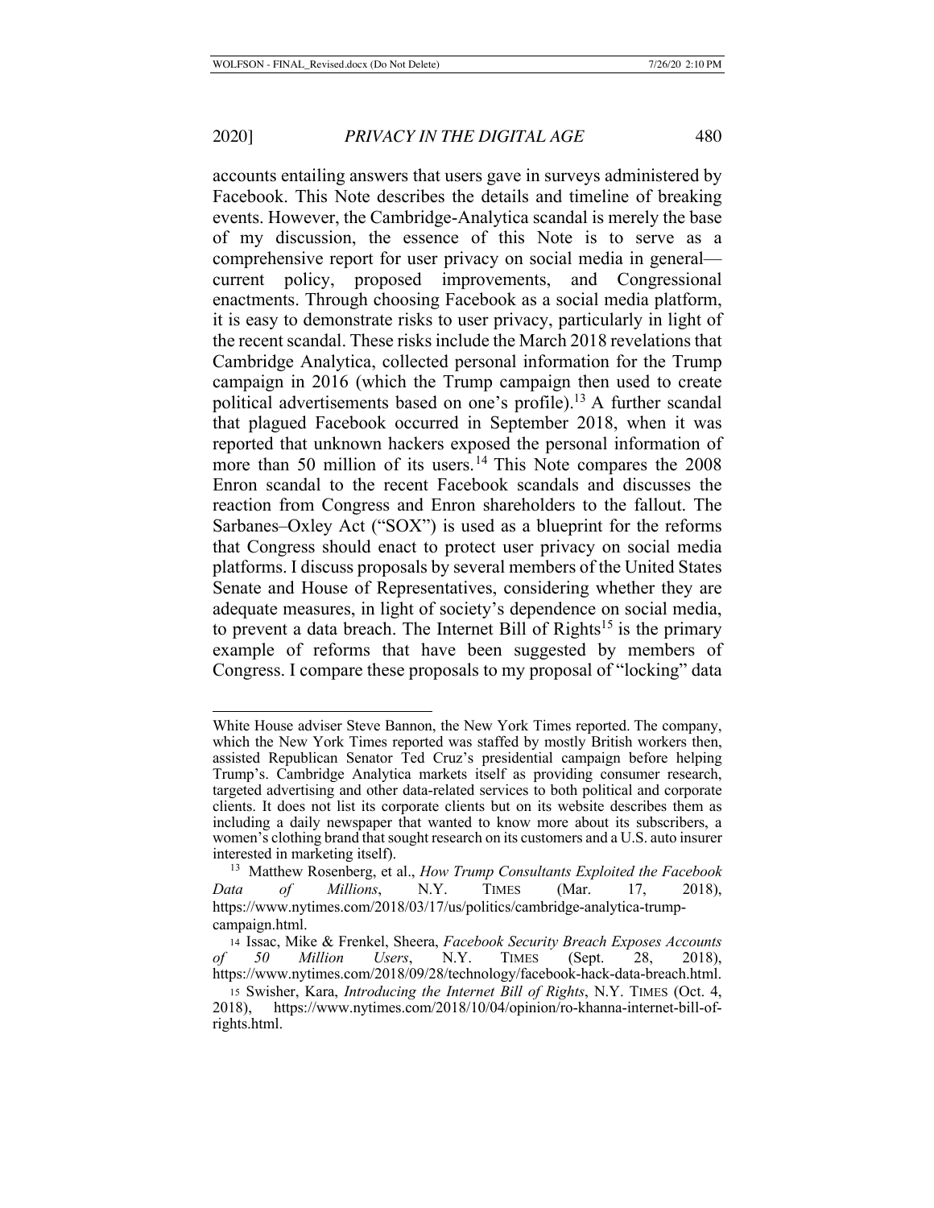accounts entailing answers that users gave in surveys administered by Facebook. This Note describes the details and timeline of breaking events. However, the Cambridge-Analytica scandal is merely the base of my discussion, the essence of this Note is to serve as a comprehensive report for user privacy on social media in general—current policy, proposed improvements, and Congressional enactments. Through choosing Facebook as a social media platform, it is easy to demonstrate risks to user privacy, particularly in light of the recent scandal. These risks include the March 2018 revelations that Cambridge Analytica, collected personal information for the Trump campaign in 2016 (which the Trump campaign then used to create political advertisements based on one's profile).[13] A further scandal that plagued Facebook occurred in September 2018, when it was reported that unknown hackers exposed the personal information of more than 50 million of its users.[14] This Note compares the 2008 Enron scandal to the recent Facebook scandals and discusses the reaction from Congress and Enron shareholders to the fallout. The Sarbanes–Oxley Act ("SOX") is used as a blueprint for the reforms that Congress should enact to protect user privacy on social media platforms. I discuss proposals by several members of the United States Senate and House of Representatives, considering whether they are adequate measures, in light of society's dependence on social media, to prevent a data breach. The Internet Bill of Rights[15] is the primary example of reforms that have been suggested by members of Congress. I compare these proposals to my proposal of "locking" data

---

White House adviser Steve Bannon, the New York Times reported. The company, which the New York Times reported was staffed by mostly British workers then, assisted Republican Senator Ted Cruz's presidential campaign before helping Trump's. Cambridge Analytica markets itself as providing consumer research, targeted advertising and other data-related services to both political and corporate clients. It does not list its corporate clients but on its website describes them as including a daily newspaper that wanted to know more about its subscribers, a women's clothing brand that sought research on its customers and a U.S. auto insurer interested in marketing itself).

[13] Matthew Rosenberg, et al., *How Trump Consultants Exploited the Facebook Data of Millions*, N.Y. TIMES (Mar. 17, 2018), https://www.nytimes.com/2018/03/17/us/politics/cambridge-analytica-trump-campaign.html.

[14] Issac, Mike & Frenkel, Sheera, *Facebook Security Breach Exposes Accounts of 50 Million Users*, N.Y. TIMES (Sept. 28, 2018), https://www.nytimes.com/2018/09/28/technology/facebook-hack-data-breach.html.

[15] Swisher, Kara, *Introducing the Internet Bill of Rights*, N.Y. TIMES (Oct. 4, 2018), https://www.nytimes.com/2018/10/04/opinion/ro-khanna-internet-bill-of-rights.html.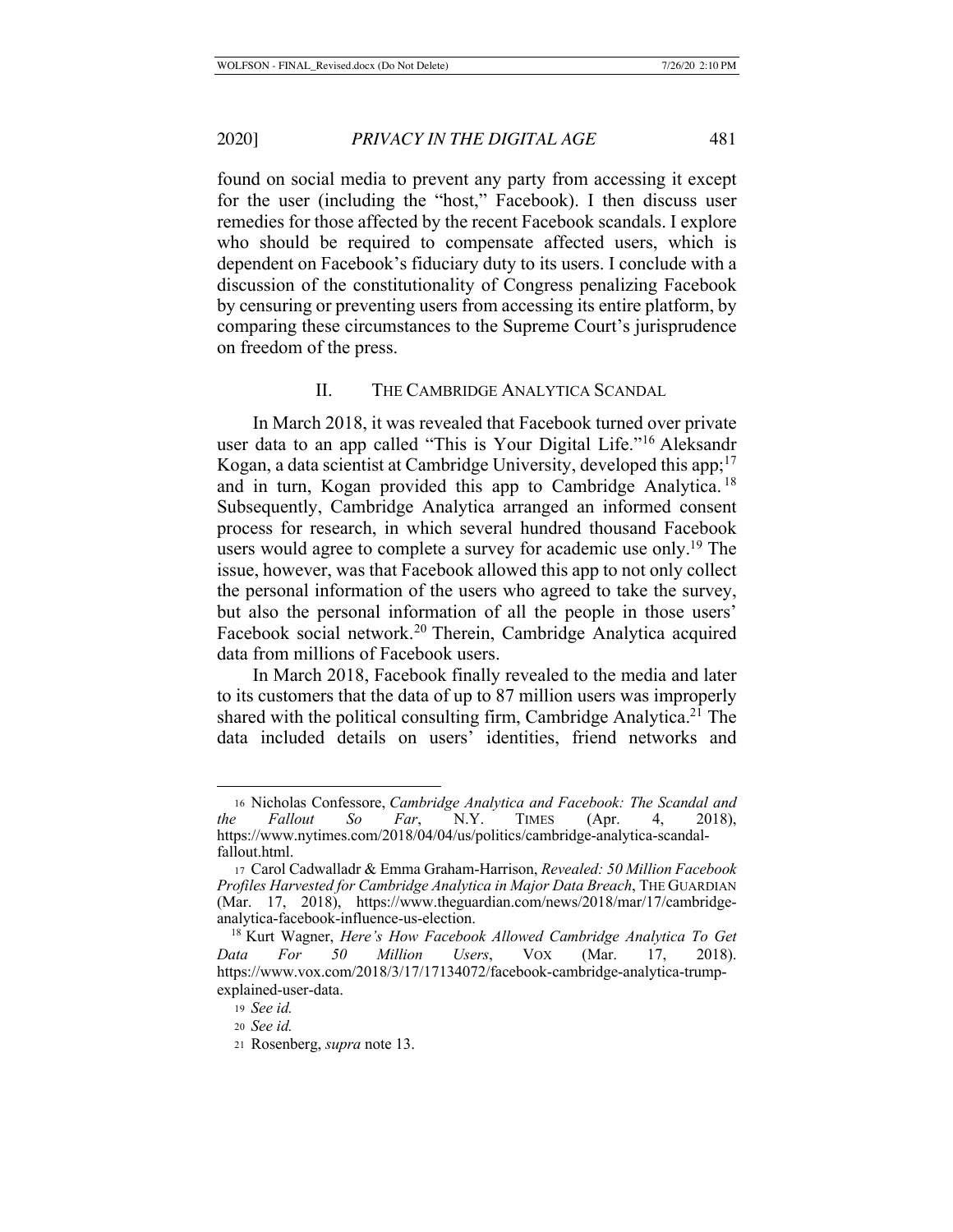found on social media to prevent any party from accessing it except for the user (including the "host," Facebook). I then discuss user remedies for those affected by the recent Facebook scandals. I explore who should be required to compensate affected users, which is dependent on Facebook's fiduciary duty to its users. I conclude with a discussion of the constitutionality of Congress penalizing Facebook by censuring or preventing users from accessing its entire platform, by comparing these circumstances to the Supreme Court's jurisprudence on freedom of the press.

## II. THE CAMBRIDGE ANALYTICA SCANDAL

In March 2018, it was revealed that Facebook turned over private user data to an app called "This is Your Digital Life."[16] Aleksandr Kogan, a data scientist at Cambridge University, developed this app;[17] and in turn, Kogan provided this app to Cambridge Analytica.[18] Subsequently, Cambridge Analytica arranged an informed consent process for research, in which several hundred thousand Facebook users would agree to complete a survey for academic use only.[19] The issue, however, was that Facebook allowed this app to not only collect the personal information of the users who agreed to take the survey, but also the personal information of all the people in those users' Facebook social network.[20] Therein, Cambridge Analytica acquired data from millions of Facebook users.

In March 2018, Facebook finally revealed to the media and later to its customers that the data of up to 87 million users was improperly shared with the political consulting firm, Cambridge Analytica.[21] The data included details on users' identities, friend networks and

---

16 Nicholas Confessore, *Cambridge Analytica and Facebook: The Scandal and the Fallout So Far*, N.Y. TIMES (Apr. 4, 2018), https://www.nytimes.com/2018/04/04/us/politics/cambridge-analytica-scandal-fallout.html.

17 Carol Cadwalladr & Emma Graham-Harrison, *Revealed: 50 Million Facebook Profiles Harvested for Cambridge Analytica in Major Data Breach*, THE GUARDIAN (Mar. 17, 2018), https://www.theguardian.com/news/2018/mar/17/cambridge-analytica-facebook-influence-us-election.

18 Kurt Wagner, *Here's How Facebook Allowed Cambridge Analytica To Get Data For 50 Million Users*, VOX (Mar. 17, 2018). https://www.vox.com/2018/3/17/17134072/facebook-cambridge-analytica-trump-explained-user-data.

19 *See id.*

20 *See id.*

21 Rosenberg, *supra* note 13.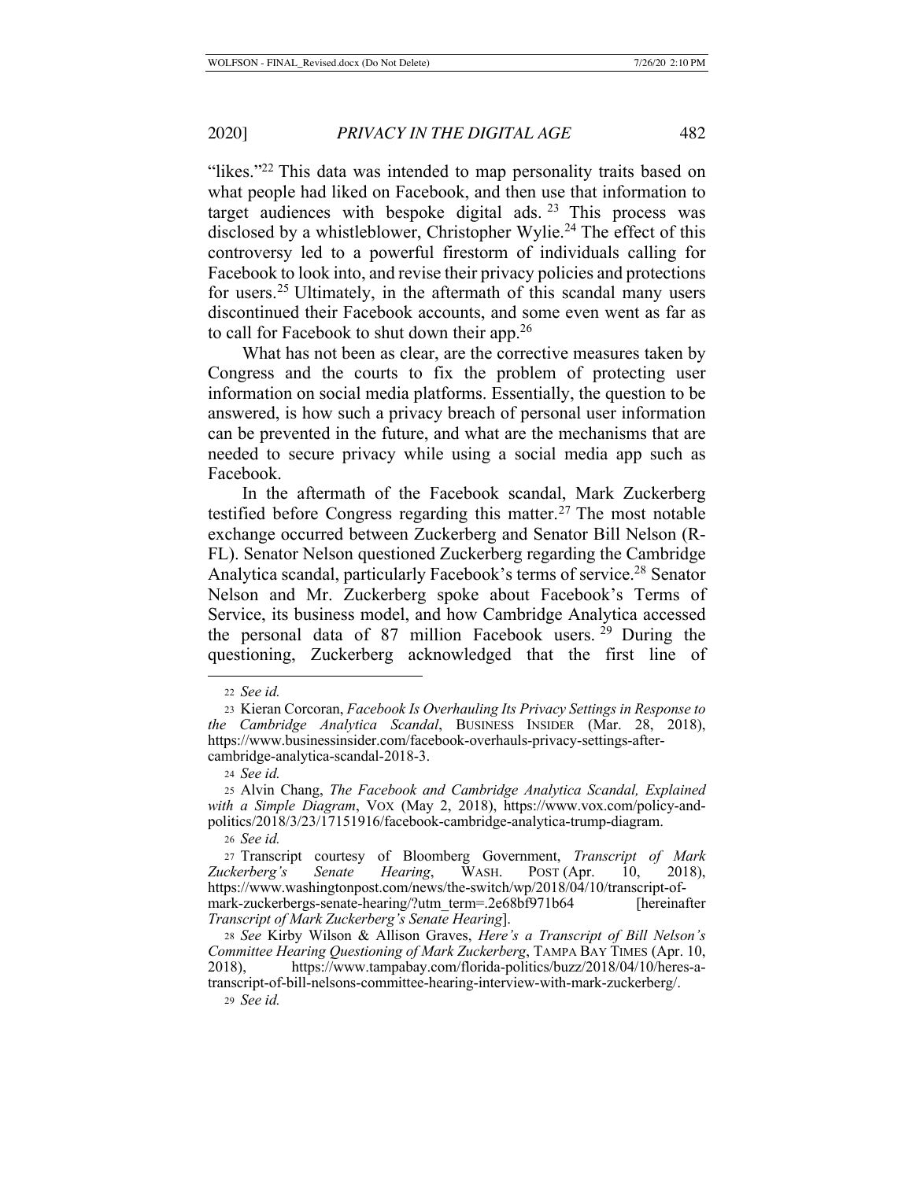"likes."[22] This data was intended to map personality traits based on what people had liked on Facebook, and then use that information to target audiences with bespoke digital ads.[23] This process was disclosed by a whistleblower, Christopher Wylie.[24] The effect of this controversy led to a powerful firestorm of individuals calling for Facebook to look into, and revise their privacy policies and protections for users.[25] Ultimately, in the aftermath of this scandal many users discontinued their Facebook accounts, and some even went as far as to call for Facebook to shut down their app.[26]

What has not been as clear, are the corrective measures taken by Congress and the courts to fix the problem of protecting user information on social media platforms. Essentially, the question to be answered, is how such a privacy breach of personal user information can be prevented in the future, and what are the mechanisms that are needed to secure privacy while using a social media app such as Facebook.

In the aftermath of the Facebook scandal, Mark Zuckerberg testified before Congress regarding this matter.[27] The most notable exchange occurred between Zuckerberg and Senator Bill Nelson (R-FL). Senator Nelson questioned Zuckerberg regarding the Cambridge Analytica scandal, particularly Facebook's terms of service.[28] Senator Nelson and Mr. Zuckerberg spoke about Facebook's Terms of Service, its business model, and how Cambridge Analytica accessed the personal data of 87 million Facebook users.[29] During the questioning, Zuckerberg acknowledged that the first line of

---

[22] *See id.*

[23] Kieran Corcoran, *Facebook Is Overhauling Its Privacy Settings in Response to the Cambridge Analytica Scandal*, BUSINESS INSIDER (Mar. 28, 2018), https://www.businessinsider.com/facebook-overhauls-privacy-settings-after-cambridge-analytica-scandal-2018-3.

[24] *See id.*

[25] Alvin Chang, *The Facebook and Cambridge Analytica Scandal, Explained with a Simple Diagram*, VOX (May 2, 2018), https://www.vox.com/policy-and-politics/2018/3/23/17151916/facebook-cambridge-analytica-trump-diagram.

[26] *See id.*

[27] Transcript courtesy of Bloomberg Government, *Transcript of Mark Zuckerberg's Senate Hearing*, WASH. POST (Apr. 10, 2018), https://www.washingtonpost.com/news/the-switch/wp/2018/04/10/transcript-of-mark-zuckerbergs-senate-hearing/?utm_term=.2e68bf971b64 [hereinafter *Transcript of Mark Zuckerberg's Senate Hearing*].

[28] *See* Kirby Wilson & Allison Graves, *Here's a Transcript of Bill Nelson's Committee Hearing Questioning of Mark Zuckerberg*, TAMPA BAY TIMES (Apr. 10, 2018), https://www.tampabay.com/florida-politics/buzz/2018/04/10/heres-a-transcript-of-bill-nelsons-committee-hearing-interview-with-mark-zuckerberg/.

[29] *See id.*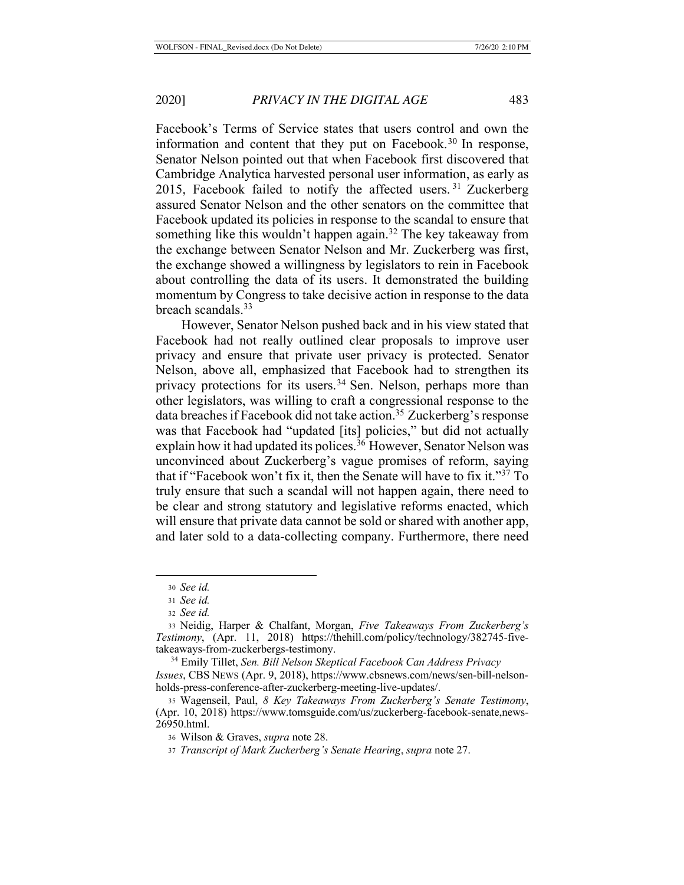Facebook's Terms of Service states that users control and own the information and content that they put on Facebook.[30] In response, Senator Nelson pointed out that when Facebook first discovered that Cambridge Analytica harvested personal user information, as early as 2015, Facebook failed to notify the affected users.[31] Zuckerberg assured Senator Nelson and the other senators on the committee that Facebook updated its policies in response to the scandal to ensure that something like this wouldn't happen again.[32] The key takeaway from the exchange between Senator Nelson and Mr. Zuckerberg was first, the exchange showed a willingness by legislators to rein in Facebook about controlling the data of its users. It demonstrated the building momentum by Congress to take decisive action in response to the data breach scandals.[33]

However, Senator Nelson pushed back and in his view stated that Facebook had not really outlined clear proposals to improve user privacy and ensure that private user privacy is protected. Senator Nelson, above all, emphasized that Facebook had to strengthen its privacy protections for its users.[34] Sen. Nelson, perhaps more than other legislators, was willing to craft a congressional response to the data breaches if Facebook did not take action.[35] Zuckerberg's response was that Facebook had "updated [its] policies," but did not actually explain how it had updated its polices.[36] However, Senator Nelson was unconvinced about Zuckerberg's vague promises of reform, saying that if "Facebook won't fix it, then the Senate will have to fix it."[37] To truly ensure that such a scandal will not happen again, there need to be clear and strong statutory and legislative reforms enacted, which will ensure that private data cannot be sold or shared with another app, and later sold to a data-collecting company. Furthermore, there need

---

30 *See id.*

31 *See id.*

32 *See id.*

33 Neidig, Harper & Chalfant, Morgan, *Five Takeaways From Zuckerberg's Testimony*, (Apr. 11, 2018) https://thehill.com/policy/technology/382745-five-takeaways-from-zuckerbergs-testimony.

34 Emily Tillet, *Sen. Bill Nelson Skeptical Facebook Can Address Privacy Issues*, CBS NEWS (Apr. 9, 2018), https://www.cbsnews.com/news/sen-bill-nelson-holds-press-conference-after-zuckerberg-meeting-live-updates/.

35 Wagenseil, Paul, *8 Key Takeaways From Zuckerberg's Senate Testimony*, (Apr. 10, 2018) https://www.tomsguide.com/us/zuckerberg-facebook-senate,news-26950.html.

36 Wilson & Graves, *supra* note 28.

37 *Transcript of Mark Zuckerberg's Senate Hearing*, *supra* note 27.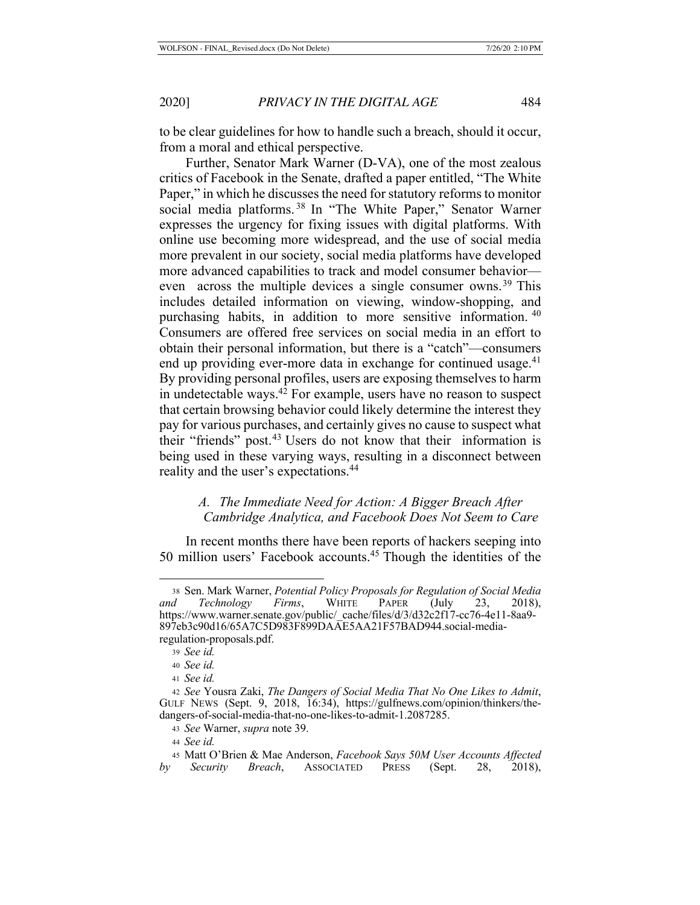to be clear guidelines for how to handle such a breach, should it occur, from a moral and ethical perspective.

Further, Senator Mark Warner (D-VA), one of the most zealous critics of Facebook in the Senate, drafted a paper entitled, "The White Paper," in which he discusses the need for statutory reforms to monitor social media platforms.[38] In "The White Paper," Senator Warner expresses the urgency for fixing issues with digital platforms. With online use becoming more widespread, and the use of social media more prevalent in our society, social media platforms have developed more advanced capabilities to track and model consumer behavior—even across the multiple devices a single consumer owns.[39] This includes detailed information on viewing, window-shopping, and purchasing habits, in addition to more sensitive information.[40] Consumers are offered free services on social media in an effort to obtain their personal information, but there is a "catch"—consumers end up providing ever-more data in exchange for continued usage.[41] By providing personal profiles, users are exposing themselves to harm in undetectable ways.[42] For example, users have no reason to suspect that certain browsing behavior could likely determine the interest they pay for various purchases, and certainly gives no cause to suspect what their "friends" post.[43] Users do not know that their information is being used in these varying ways, resulting in a disconnect between reality and the user's expectations.[44]

### *A. The Immediate Need for Action: A Bigger Breach After Cambridge Analytica, and Facebook Does Not Seem to Care*

In recent months there have been reports of hackers seeping into 50 million users' Facebook accounts.[45] Though the identities of the

---

38 Sen. Mark Warner, *Potential Policy Proposals for Regulation of Social Media and Technology Firms*, WHITE PAPER (July 23, 2018), https://www.warner.senate.gov/public/_cache/files/d/3/d32c2f17-cc76-4e11-8aa9-897eb3c90d16/65A7C5D983F899DAAE5AA21F57BAD944.social-media-regulation-proposals.pdf.

39 *See id.*

40 *See id.*

41 *See id.*

42 *See* Yousra Zaki, *The Dangers of Social Media That No One Likes to Admit*, GULF NEWS (Sept. 9, 2018, 16:34), https://gulfnews.com/opinion/thinkers/the-dangers-of-social-media-that-no-one-likes-to-admit-1.2087285.

43 *See* Warner, *supra* note 39.

44 *See id.*

45 Matt O'Brien & Mae Anderson, *Facebook Says 50M User Accounts Affected by Security Breach*, ASSOCIATED PRESS (Sept. 28, 2018),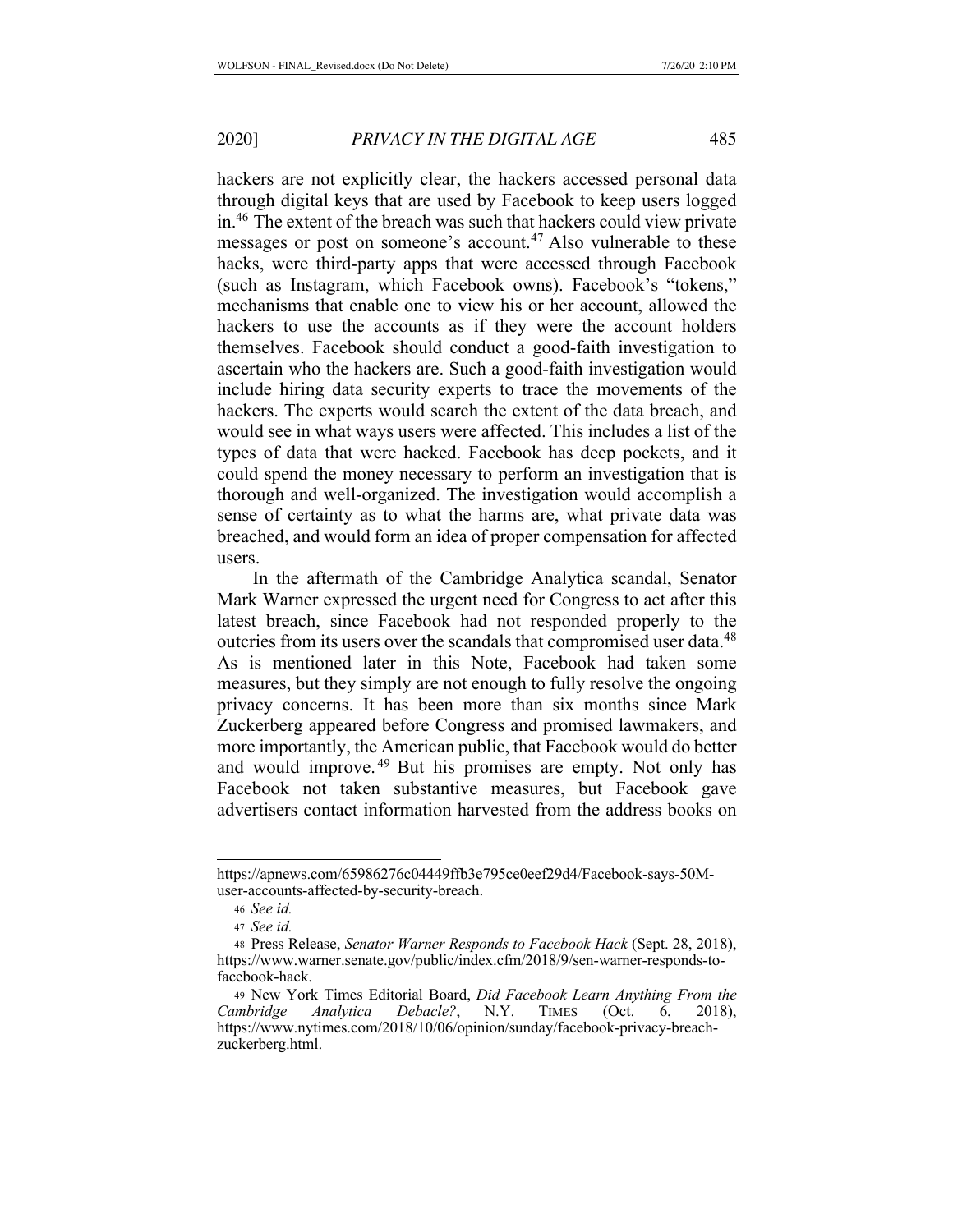hackers are not explicitly clear, the hackers accessed personal data through digital keys that are used by Facebook to keep users logged in.[46] The extent of the breach was such that hackers could view private messages or post on someone's account.[47] Also vulnerable to these hacks, were third-party apps that were accessed through Facebook (such as Instagram, which Facebook owns). Facebook's "tokens," mechanisms that enable one to view his or her account, allowed the hackers to use the accounts as if they were the account holders themselves. Facebook should conduct a good-faith investigation to ascertain who the hackers are. Such a good-faith investigation would include hiring data security experts to trace the movements of the hackers. The experts would search the extent of the data breach, and would see in what ways users were affected. This includes a list of the types of data that were hacked. Facebook has deep pockets, and it could spend the money necessary to perform an investigation that is thorough and well-organized. The investigation would accomplish a sense of certainty as to what the harms are, what private data was breached, and would form an idea of proper compensation for affected users.

In the aftermath of the Cambridge Analytica scandal, Senator Mark Warner expressed the urgent need for Congress to act after this latest breach, since Facebook had not responded properly to the outcries from its users over the scandals that compromised user data.[48] As is mentioned later in this Note, Facebook had taken some measures, but they simply are not enough to fully resolve the ongoing privacy concerns. It has been more than six months since Mark Zuckerberg appeared before Congress and promised lawmakers, and more importantly, the American public, that Facebook would do better and would improve.[49] But his promises are empty. Not only has Facebook not taken substantive measures, but Facebook gave advertisers contact information harvested from the address books on

---

https://apnews.com/65986276c04449ffb3e795ce0eef29d4/Facebook-says-50M-user-accounts-affected-by-security-breach.

46 *See id.*

47 *See id.*

48 Press Release, *Senator Warner Responds to Facebook Hack* (Sept. 28, 2018), https://www.warner.senate.gov/public/index.cfm/2018/9/sen-warner-responds-to-facebook-hack.

49 New York Times Editorial Board, *Did Facebook Learn Anything From the Cambridge Analytica Debacle?*, N.Y. TIMES (Oct. 6, 2018), https://www.nytimes.com/2018/10/06/opinion/sunday/facebook-privacy-breach-zuckerberg.html.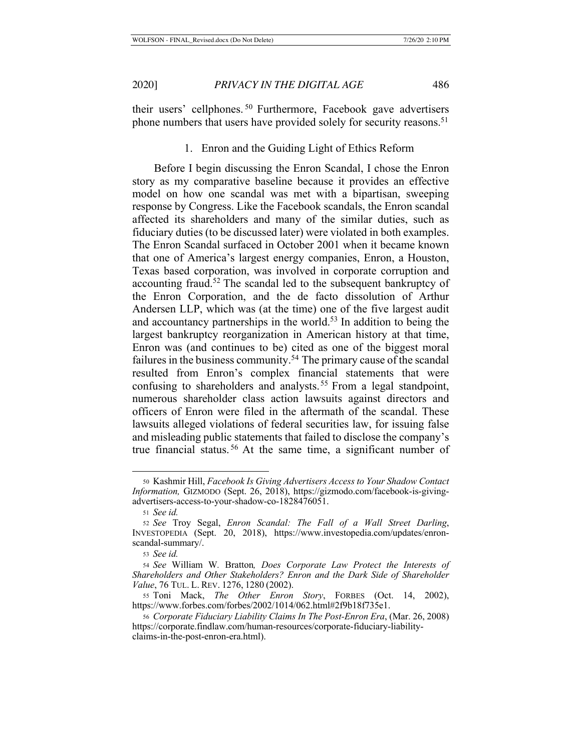their users' cellphones.[50] Furthermore, Facebook gave advertisers phone numbers that users have provided solely for security reasons.[51]

### 1. Enron and the Guiding Light of Ethics Reform

Before I begin discussing the Enron Scandal, I chose the Enron story as my comparative baseline because it provides an effective model on how one scandal was met with a bipartisan, sweeping response by Congress. Like the Facebook scandals, the Enron scandal affected its shareholders and many of the similar duties, such as fiduciary duties (to be discussed later) were violated in both examples. The Enron Scandal surfaced in October 2001 when it became known that one of America's largest energy companies, Enron, a Houston, Texas based corporation, was involved in corporate corruption and accounting fraud.[52] The scandal led to the subsequent bankruptcy of the Enron Corporation, and the de facto dissolution of Arthur Andersen LLP, which was (at the time) one of the five largest audit and accountancy partnerships in the world.[53] In addition to being the largest bankruptcy reorganization in American history at that time, Enron was (and continues to be) cited as one of the biggest moral failures in the business community.[54] The primary cause of the scandal resulted from Enron's complex financial statements that were confusing to shareholders and analysts.[55] From a legal standpoint, numerous shareholder class action lawsuits against directors and officers of Enron were filed in the aftermath of the scandal. These lawsuits alleged violations of federal securities law, for issuing false and misleading public statements that failed to disclose the company's true financial status.[56] At the same time, a significant number of

---

50 Kashmir Hill, *Facebook Is Giving Advertisers Access to Your Shadow Contact Information,* GIZMODO (Sept. 26, 2018), https://gizmodo.com/facebook-is-giving-advertisers-access-to-your-shadow-co-1828476051.

51 *See id.*

52 *See* Troy Segal, *Enron Scandal: The Fall of a Wall Street Darling*, INVESTOPEDIA (Sept. 20, 2018), https://www.investopedia.com/updates/enron-scandal-summary/.

53 *See id.*

54 *See* William W. Bratton*, Does Corporate Law Protect the Interests of Shareholders and Other Stakeholders? Enron and the Dark Side of Shareholder Value*, 76 TUL. L. REV. 1276, 1280 (2002).

55 Toni Mack, *The Other Enron Story*, FORBES (Oct. 14, 2002), https://www.forbes.com/forbes/2002/1014/062.html#2f9b18f735e1.

56 *Corporate Fiduciary Liability Claims In The Post-Enron Era*, (Mar. 26, 2008) https://corporate.findlaw.com/human-resources/corporate-fiduciary-liability-claims-in-the-post-enron-era.html).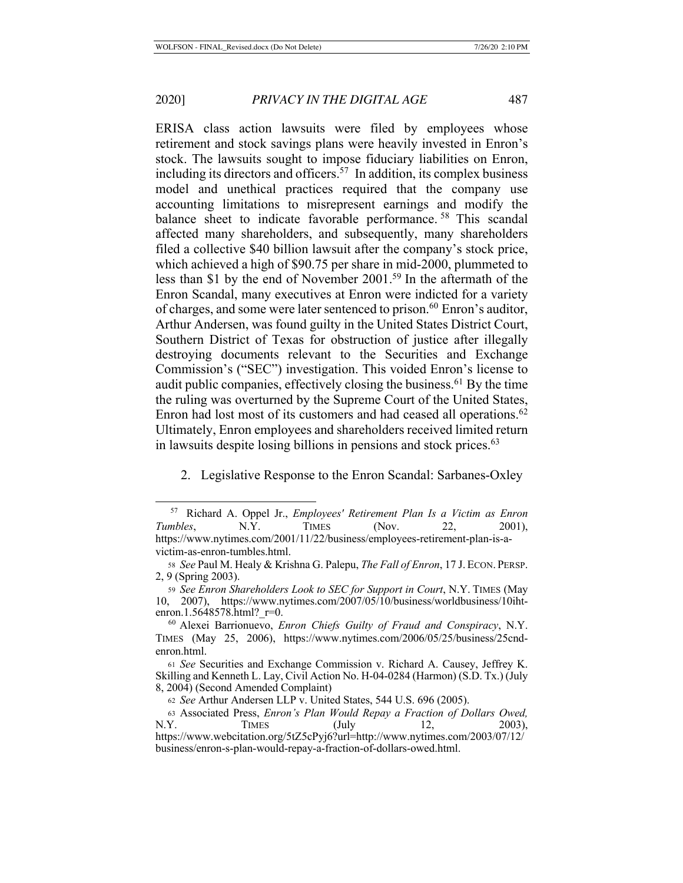ERISA class action lawsuits were filed by employees whose retirement and stock savings plans were heavily invested in Enron's stock. The lawsuits sought to impose fiduciary liabilities on Enron, including its directors and officers.[57] In addition, its complex business model and unethical practices required that the company use accounting limitations to misrepresent earnings and modify the balance sheet to indicate favorable performance.[58] This scandal affected many shareholders, and subsequently, many shareholders filed a collective $40 billion lawsuit after the company's stock price, which achieved a high of $90.75 per share in mid-2000, plummeted to less than $1 by the end of November 2001.[59] In the aftermath of the Enron Scandal, many executives at Enron were indicted for a variety of charges, and some were later sentenced to prison.[60] Enron's auditor, Arthur Andersen, was found guilty in the United States District Court, Southern District of Texas for obstruction of justice after illegally destroying documents relevant to the Securities and Exchange Commission's ("SEC") investigation. This voided Enron's license to audit public companies, effectively closing the business.[61] By the time the ruling was overturned by the Supreme Court of the United States, Enron had lost most of its customers and had ceased all operations.[62] Ultimately, Enron employees and shareholders received limited return in lawsuits despite losing billions in pensions and stock prices.[63]

### 2. Legislative Response to the Enron Scandal: Sarbanes-Oxley

---

[57] Richard A. Oppel Jr., *Employees' Retirement Plan Is a Victim as Enron Tumbles*, N.Y. TIMES (Nov. 22, 2001), https://www.nytimes.com/2001/11/22/business/employees-retirement-plan-is-a-victim-as-enron-tumbles.html.

[58] *See* Paul M. Healy & Krishna G. Palepu, *The Fall of Enron*, 17 J. ECON. PERSP. 2, 9 (Spring 2003).

[59] *See Enron Shareholders Look to SEC for Support in Court*, N.Y. TIMES (May 10, 2007), https://www.nytimes.com/2007/05/10/business/worldbusiness/10iht-enron.1.5648578.html?_r=0.

[60] Alexei Barrionuevo, *Enron Chiefs Guilty of Fraud and Conspiracy*, N.Y. TIMES (May 25, 2006), https://www.nytimes.com/2006/05/25/business/25cnd-enron.html.

[61] *See* Securities and Exchange Commission v. Richard A. Causey, Jeffrey K. Skilling and Kenneth L. Lay, Civil Action No. H-04-0284 (Harmon) (S.D. Tx.) (July 8, 2004) (Second Amended Complaint)

[62] *See* Arthur Andersen LLP v. United States, 544 U.S. 696 (2005).

[63] Associated Press, *Enron's Plan Would Repay a Fraction of Dollars Owed,* N.Y. TIMES (July 12, 2003), https://www.webcitation.org/5tZ5cPyj6?url=http://www.nytimes.com/2003/07/12/business/enron-s-plan-would-repay-a-fraction-of-dollars-owed.html.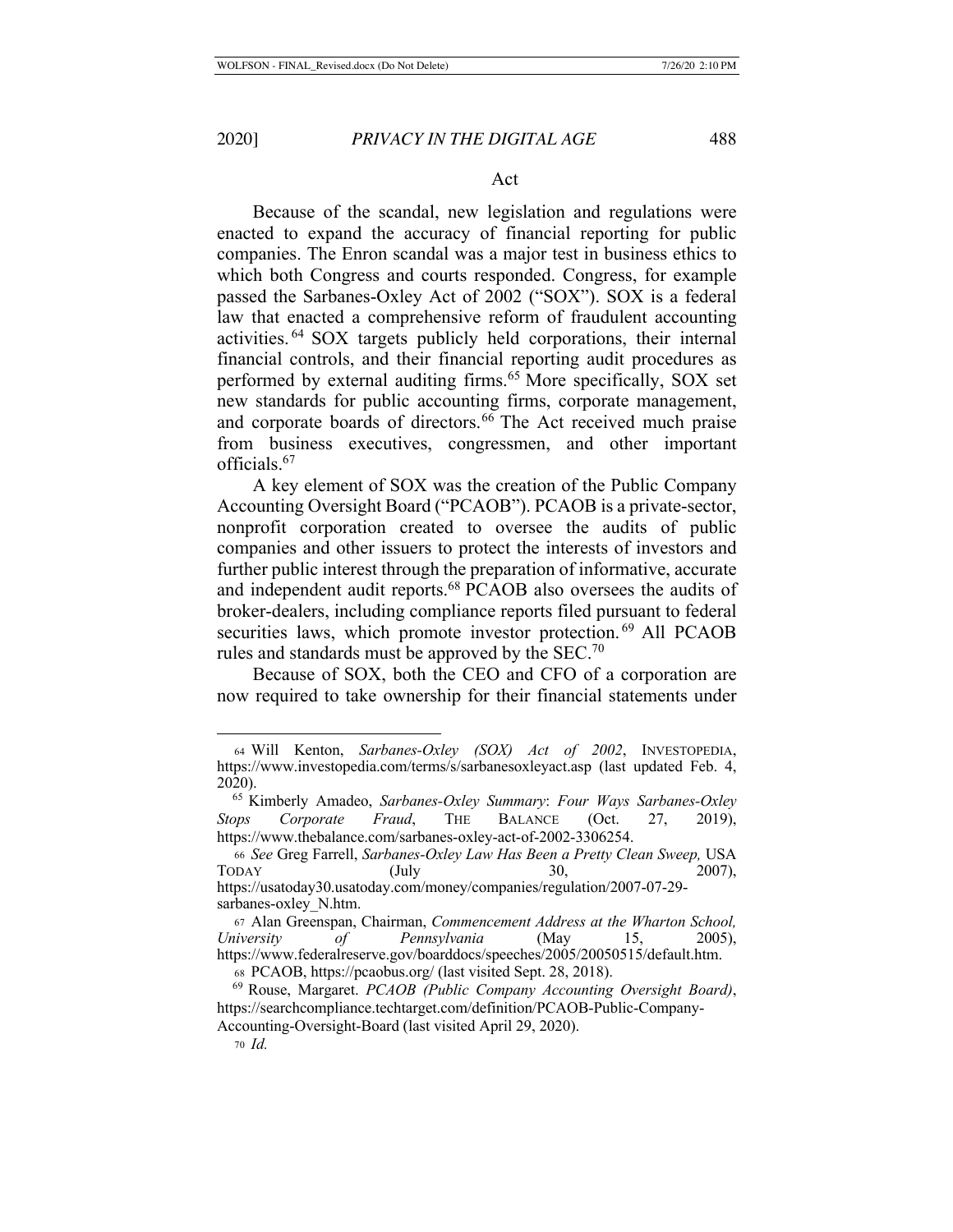Act

Because of the scandal, new legislation and regulations were enacted to expand the accuracy of financial reporting for public companies. The Enron scandal was a major test in business ethics to which both Congress and courts responded. Congress, for example passed the Sarbanes-Oxley Act of 2002 ("SOX"). SOX is a federal law that enacted a comprehensive reform of fraudulent accounting activities.[64] SOX targets publicly held corporations, their internal financial controls, and their financial reporting audit procedures as performed by external auditing firms.[65] More specifically, SOX set new standards for public accounting firms, corporate management, and corporate boards of directors.[66] The Act received much praise from business executives, congressmen, and other important officials.[67]

A key element of SOX was the creation of the Public Company Accounting Oversight Board ("PCAOB"). PCAOB is a private-sector, nonprofit corporation created to oversee the audits of public companies and other issuers to protect the interests of investors and further public interest through the preparation of informative, accurate and independent audit reports.[68] PCAOB also oversees the audits of broker-dealers, including compliance reports filed pursuant to federal securities laws, which promote investor protection.[69] All PCAOB rules and standards must be approved by the SEC.[70]

Because of SOX, both the CEO and CFO of a corporation are now required to take ownership for their financial statements under

---

64 Will Kenton, *Sarbanes-Oxley (SOX) Act of 2002*, INVESTOPEDIA, https://www.investopedia.com/terms/s/sarbanesoxleyact.asp (last updated Feb. 4, 2020).

65 Kimberly Amadeo, *Sarbanes-Oxley Summary*: *Four Ways Sarbanes-Oxley Stops Corporate Fraud*, THE BALANCE (Oct. 27, 2019), https://www.thebalance.com/sarbanes-oxley-act-of-2002-3306254.

66 *See* Greg Farrell, *Sarbanes-Oxley Law Has Been a Pretty Clean Sweep,* USA TODAY (July 30, 2007), https://usatoday30.usatoday.com/money/companies/regulation/2007-07-29-sarbanes-oxley_N.htm.

67 Alan Greenspan, Chairman, *Commencement Address at the Wharton School, University of Pennsylvania* (May 15, 2005), https://www.federalreserve.gov/boarddocs/speeches/2005/20050515/default.htm.

68 PCAOB, https://pcaobus.org/ (last visited Sept. 28, 2018).

69 Rouse, Margaret. *PCAOB (Public Company Accounting Oversight Board)*, https://searchcompliance.techtarget.com/definition/PCAOB-Public-Company-Accounting-Oversight-Board (last visited April 29, 2020).

70 *Id.*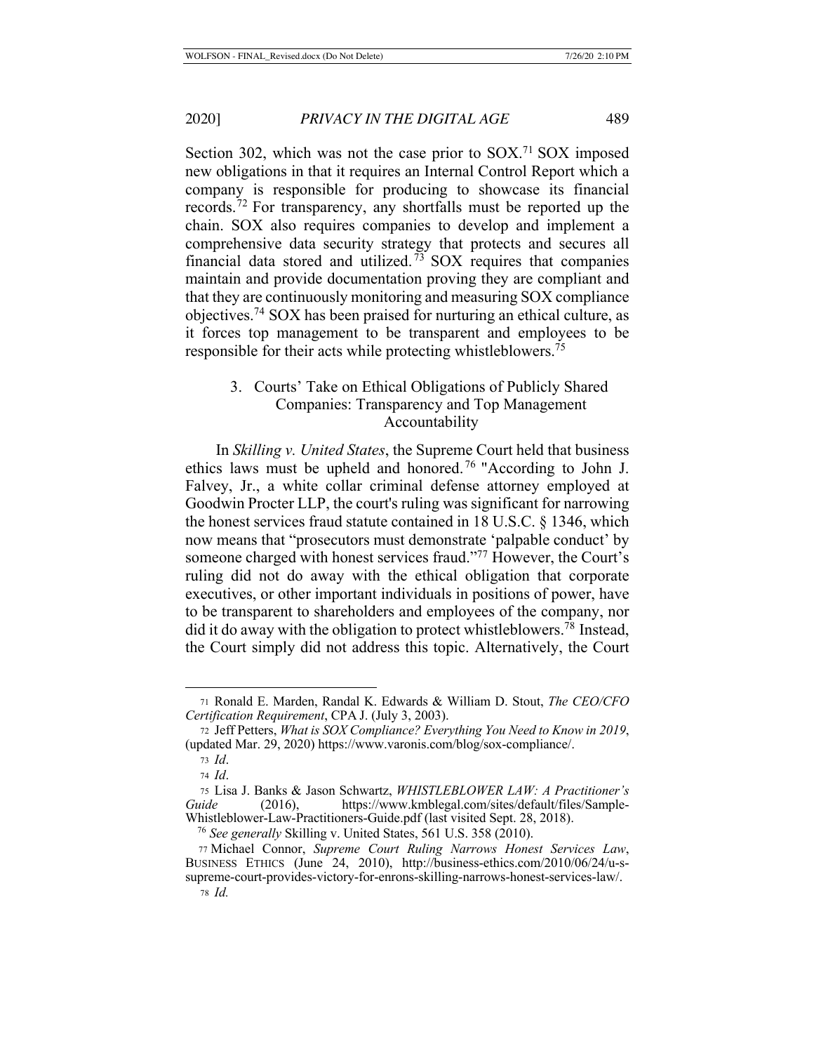Section 302, which was not the case prior to SOX.[71] SOX imposed new obligations in that it requires an Internal Control Report which a company is responsible for producing to showcase its financial records.[72] For transparency, any shortfalls must be reported up the chain. SOX also requires companies to develop and implement a comprehensive data security strategy that protects and secures all financial data stored and utilized.[73] SOX requires that companies maintain and provide documentation proving they are compliant and that they are continuously monitoring and measuring SOX compliance objectives.[74] SOX has been praised for nurturing an ethical culture, as it forces top management to be transparent and employees to be responsible for their acts while protecting whistleblowers.[75]

### 3. Courts' Take on Ethical Obligations of Publicly Shared Companies: Transparency and Top Management Accountability

In *Skilling v. United States*, the Supreme Court held that business ethics laws must be upheld and honored.[76] "According to John J. Falvey, Jr., a white collar criminal defense attorney employed at Goodwin Procter LLP, the court's ruling was significant for narrowing the honest services fraud statute contained in 18 U.S.C. § 1346, which now means that "prosecutors must demonstrate 'palpable conduct' by someone charged with honest services fraud."[77] However, the Court's ruling did not do away with the ethical obligation that corporate executives, or other important individuals in positions of power, have to be transparent to shareholders and employees of the company, nor did it do away with the obligation to protect whistleblowers.[78] Instead, the Court simply did not address this topic. Alternatively, the Court

---

71 Ronald E. Marden, Randal K. Edwards & William D. Stout, *The CEO/CFO Certification Requirement*, CPA J. (July 3, 2003).

72 Jeff Petters, *What is SOX Compliance? Everything You Need to Know in 2019*, (updated Mar. 29, 2020) https://www.varonis.com/blog/sox-compliance/.

73 *Id*.

74 *Id*.

75 Lisa J. Banks & Jason Schwartz, *WHISTLEBLOWER LAW: A Practitioner's Guide* (2016), https://www.kmblegal.com/sites/default/files/Sample-Whistleblower-Law-Practitioners-Guide.pdf (last visited Sept. 28, 2018).

76 *See generally* Skilling v. United States, 561 U.S. 358 (2010).

77 Michael Connor, *Supreme Court Ruling Narrows Honest Services Law*, BUSINESS ETHICS (June 24, 2010), http://business-ethics.com/2010/06/24/u-s-supreme-court-provides-victory-for-enrons-skilling-narrows-honest-services-law/.

78 *Id.*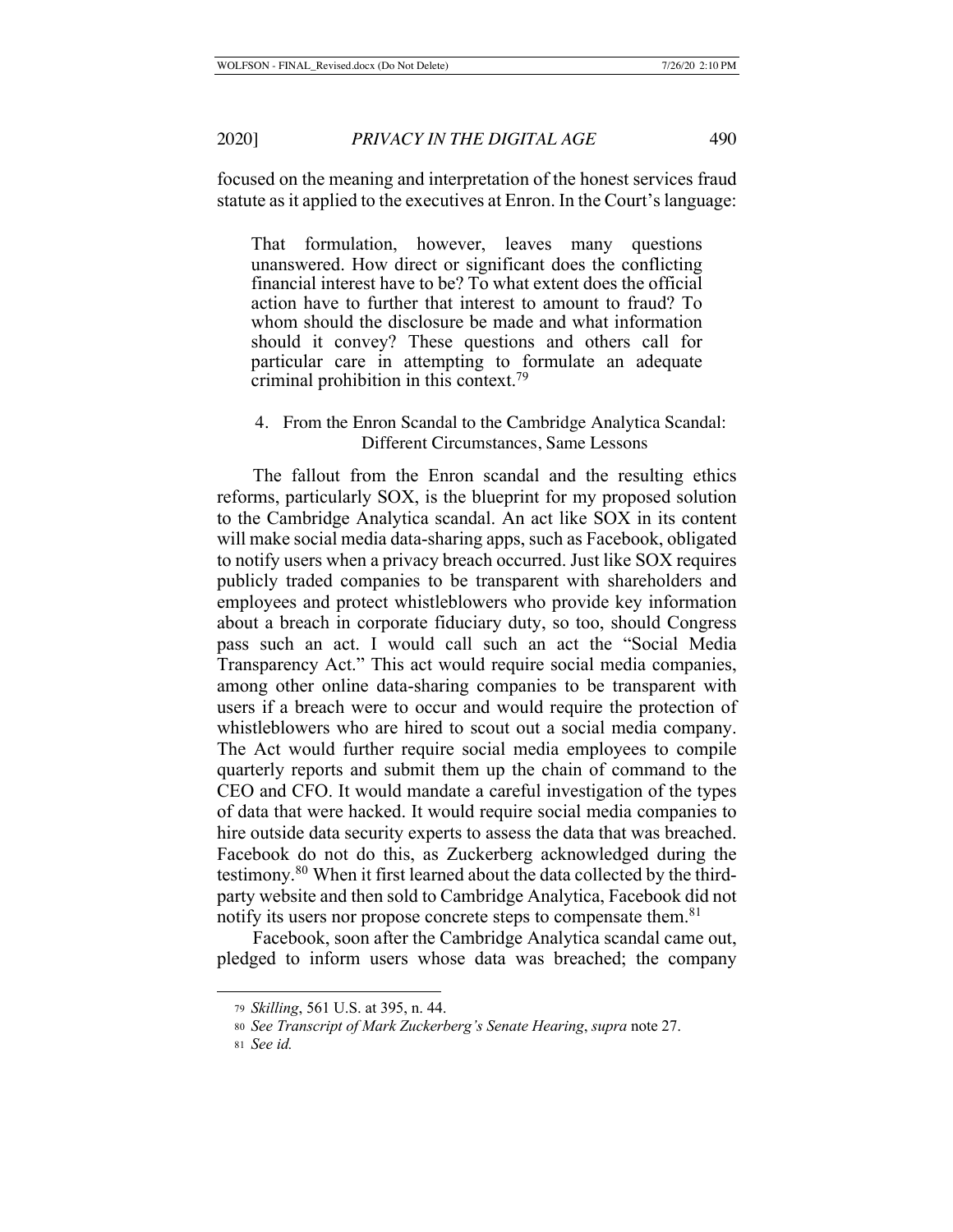focused on the meaning and interpretation of the honest services fraud statute as it applied to the executives at Enron. In the Court's language:

> That formulation, however, leaves many questions unanswered. How direct or significant does the conflicting financial interest have to be? To what extent does the official action have to further that interest to amount to fraud? To whom should the disclosure be made and what information should it convey? These questions and others call for particular care in attempting to formulate an adequate criminal prohibition in this context.[79]

#### 4. From the Enron Scandal to the Cambridge Analytica Scandal: Different Circumstances, Same Lessons

The fallout from the Enron scandal and the resulting ethics reforms, particularly SOX, is the blueprint for my proposed solution to the Cambridge Analytica scandal. An act like SOX in its content will make social media data-sharing apps, such as Facebook, obligated to notify users when a privacy breach occurred. Just like SOX requires publicly traded companies to be transparent with shareholders and employees and protect whistleblowers who provide key information about a breach in corporate fiduciary duty, so too, should Congress pass such an act. I would call such an act the "Social Media Transparency Act." This act would require social media companies, among other online data-sharing companies to be transparent with users if a breach were to occur and would require the protection of whistleblowers who are hired to scout out a social media company. The Act would further require social media employees to compile quarterly reports and submit them up the chain of command to the CEO and CFO. It would mandate a careful investigation of the types of data that were hacked. It would require social media companies to hire outside data security experts to assess the data that was breached. Facebook do not do this, as Zuckerberg acknowledged during the testimony.[80] When it first learned about the data collected by the third-party website and then sold to Cambridge Analytica, Facebook did not notify its users nor propose concrete steps to compensate them.[81]

Facebook, soon after the Cambridge Analytica scandal came out, pledged to inform users whose data was breached; the company

---

79 *Skilling*, 561 U.S. at 395, n. 44.

80 *See Transcript of Mark Zuckerberg's Senate Hearing*, *supra* note 27.

81 *See id.*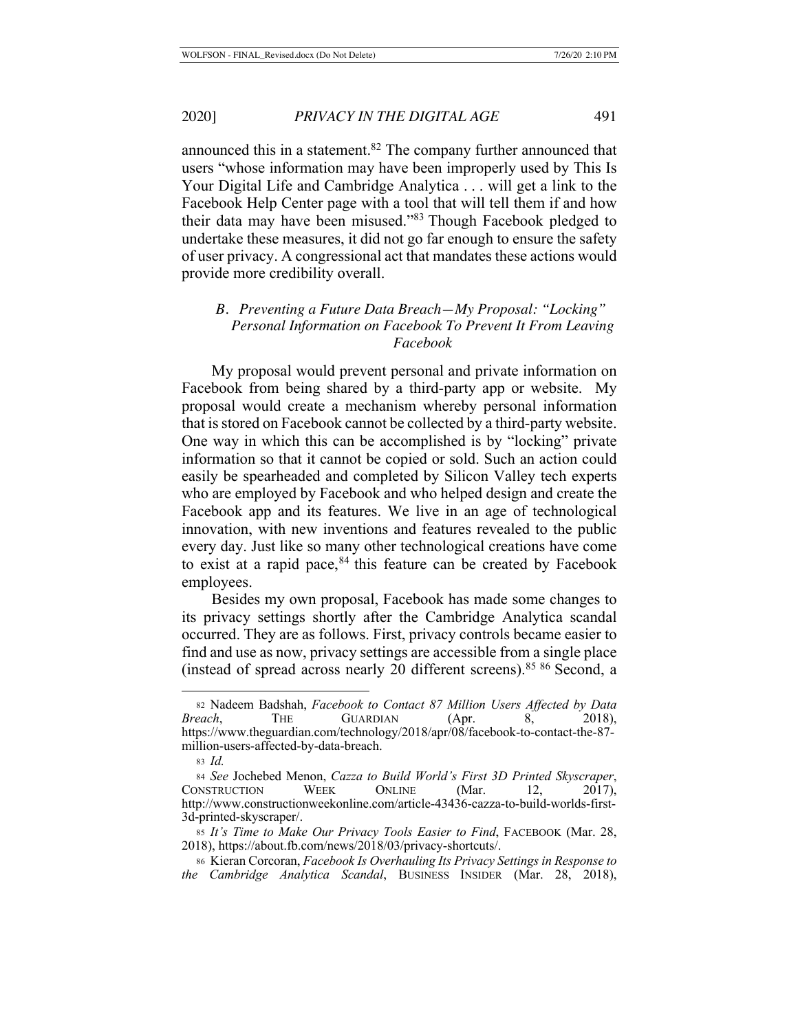announced this in a statement.[82] The company further announced that users "whose information may have been improperly used by This Is Your Digital Life and Cambridge Analytica . . . will get a link to the Facebook Help Center page with a tool that will tell them if and how their data may have been misused."[83] Though Facebook pledged to undertake these measures, it did not go far enough to ensure the safety of user privacy. A congressional act that mandates these actions would provide more credibility overall.

### *B. Preventing a Future Data Breach—My Proposal: "Locking" Personal Information on Facebook To Prevent It From Leaving Facebook*

My proposal would prevent personal and private information on Facebook from being shared by a third-party app or website. My proposal would create a mechanism whereby personal information that is stored on Facebook cannot be collected by a third-party website. One way in which this can be accomplished is by "locking" private information so that it cannot be copied or sold. Such an action could easily be spearheaded and completed by Silicon Valley tech experts who are employed by Facebook and who helped design and create the Facebook app and its features. We live in an age of technological innovation, with new inventions and features revealed to the public every day. Just like so many other technological creations have come to exist at a rapid pace,[84] this feature can be created by Facebook employees.

Besides my own proposal, Facebook has made some changes to its privacy settings shortly after the Cambridge Analytica scandal occurred. They are as follows. First, privacy controls became easier to find and use as now, privacy settings are accessible from a single place (instead of spread across nearly 20 different screens).[85] [86] Second, a

---

[82] Nadeem Badshah, *Facebook to Contact 87 Million Users Affected by Data Breach*, THE GUARDIAN (Apr. 8, 2018), https://www.theguardian.com/technology/2018/apr/08/facebook-to-contact-the-87-million-users-affected-by-data-breach.

[83] *Id.*

[84] *See* Jochebed Menon, *Cazza to Build World's First 3D Printed Skyscraper*, CONSTRUCTION WEEK ONLINE (Mar. 12, 2017), http://www.constructionweekonline.com/article-43436-cazza-to-build-worlds-first-3d-printed-skyscraper/.

[85] *It's Time to Make Our Privacy Tools Easier to Find*, FACEBOOK (Mar. 28, 2018), https://about.fb.com/news/2018/03/privacy-shortcuts/.

[86] Kieran Corcoran, *Facebook Is Overhauling Its Privacy Settings in Response to the Cambridge Analytica Scandal*, BUSINESS INSIDER (Mar. 28, 2018),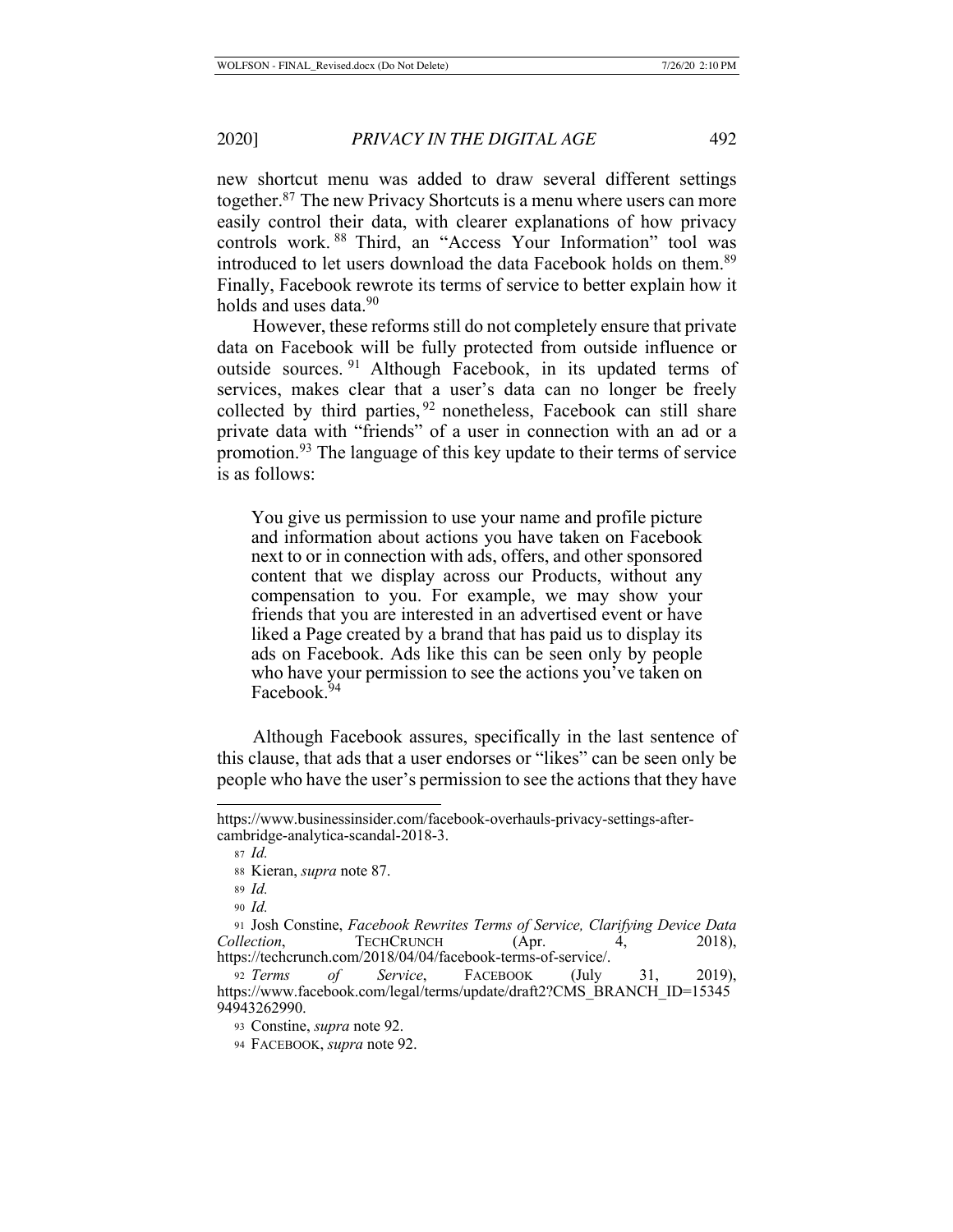new shortcut menu was added to draw several different settings together.[87] The new Privacy Shortcuts is a menu where users can more easily control their data, with clearer explanations of how privacy controls work.[88] Third, an "Access Your Information" tool was introduced to let users download the data Facebook holds on them.[89] Finally, Facebook rewrote its terms of service to better explain how it holds and uses data.[90]

However, these reforms still do not completely ensure that private data on Facebook will be fully protected from outside influence or outside sources.[91] Although Facebook, in its updated terms of services, makes clear that a user's data can no longer be freely collected by third parties,[92] nonetheless, Facebook can still share private data with "friends" of a user in connection with an ad or a promotion.[93] The language of this key update to their terms of service is as follows:

> You give us permission to use your name and profile picture and information about actions you have taken on Facebook next to or in connection with ads, offers, and other sponsored content that we display across our Products, without any compensation to you. For example, we may show your friends that you are interested in an advertised event or have liked a Page created by a brand that has paid us to display its ads on Facebook. Ads like this can be seen only by people who have your permission to see the actions you've taken on Facebook.[94]

Although Facebook assures, specifically in the last sentence of this clause, that ads that a user endorses or "likes" can be seen only be people who have the user's permission to see the actions that they have

---

https://www.businessinsider.com/facebook-overhauls-privacy-settings-after-cambridge-analytica-scandal-2018-3.

87 *Id.*

88 Kieran, *supra* note 87.

89 *Id.*

90 *Id.*

91 Josh Constine, *Facebook Rewrites Terms of Service, Clarifying Device Data Collection*, TECHCRUNCH (Apr. 4, 2018), https://techcrunch.com/2018/04/04/facebook-terms-of-service/.

92 *Terms of Service*, FACEBOOK (July 31, 2019), https://www.facebook.com/legal/terms/update/draft2?CMS_BRANCH_ID=1534594943262990.

93 Constine, *supra* note 92.

94 FACEBOOK, *supra* note 92.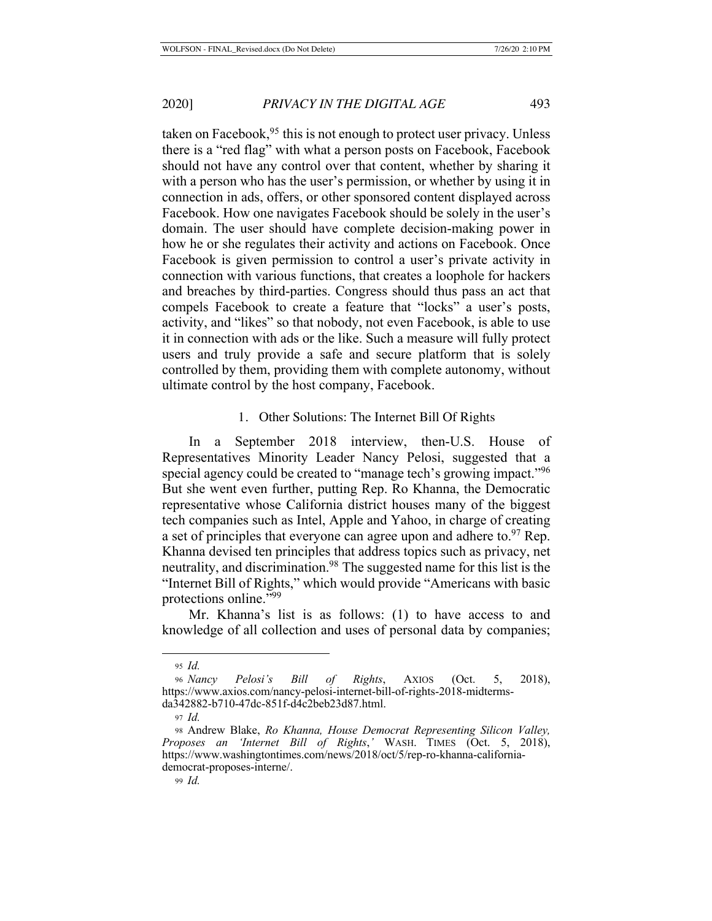taken on Facebook,[95] this is not enough to protect user privacy. Unless there is a "red flag" with what a person posts on Facebook, Facebook should not have any control over that content, whether by sharing it with a person who has the user's permission, or whether by using it in connection in ads, offers, or other sponsored content displayed across Facebook. How one navigates Facebook should be solely in the user's domain. The user should have complete decision-making power in how he or she regulates their activity and actions on Facebook. Once Facebook is given permission to control a user's private activity in connection with various functions, that creates a loophole for hackers and breaches by third-parties. Congress should thus pass an act that compels Facebook to create a feature that "locks" a user's posts, activity, and "likes" so that nobody, not even Facebook, is able to use it in connection with ads or the like. Such a measure will fully protect users and truly provide a safe and secure platform that is solely controlled by them, providing them with complete autonomy, without ultimate control by the host company, Facebook.

### 1. Other Solutions: The Internet Bill Of Rights

In a September 2018 interview, then-U.S. House of Representatives Minority Leader Nancy Pelosi, suggested that a special agency could be created to "manage tech's growing impact."[96] But she went even further, putting Rep. Ro Khanna, the Democratic representative whose California district houses many of the biggest tech companies such as Intel, Apple and Yahoo, in charge of creating a set of principles that everyone can agree upon and adhere to.[97] Rep. Khanna devised ten principles that address topics such as privacy, net neutrality, and discrimination.[98] The suggested name for this list is the "Internet Bill of Rights," which would provide "Americans with basic protections online."[99]

Mr. Khanna's list is as follows: (1) to have access to and knowledge of all collection and uses of personal data by companies;

---

[95] *Id.*

[96] *Nancy Pelosi's Bill of Rights*, AXIOS (Oct. 5, 2018), https://www.axios.com/nancy-pelosi-internet-bill-of-rights-2018-midterms-da342882-b710-47dc-851f-d4c2beb23d87.html.

[97] *Id.*

[98] Andrew Blake, *Ro Khanna, House Democrat Representing Silicon Valley, Proposes an 'Internet Bill of Rights,'* WASH. TIMES (Oct. 5, 2018), https://www.washingtontimes.com/news/2018/oct/5/rep-ro-khanna-california-democrat-proposes-interne/.

[99] *Id.*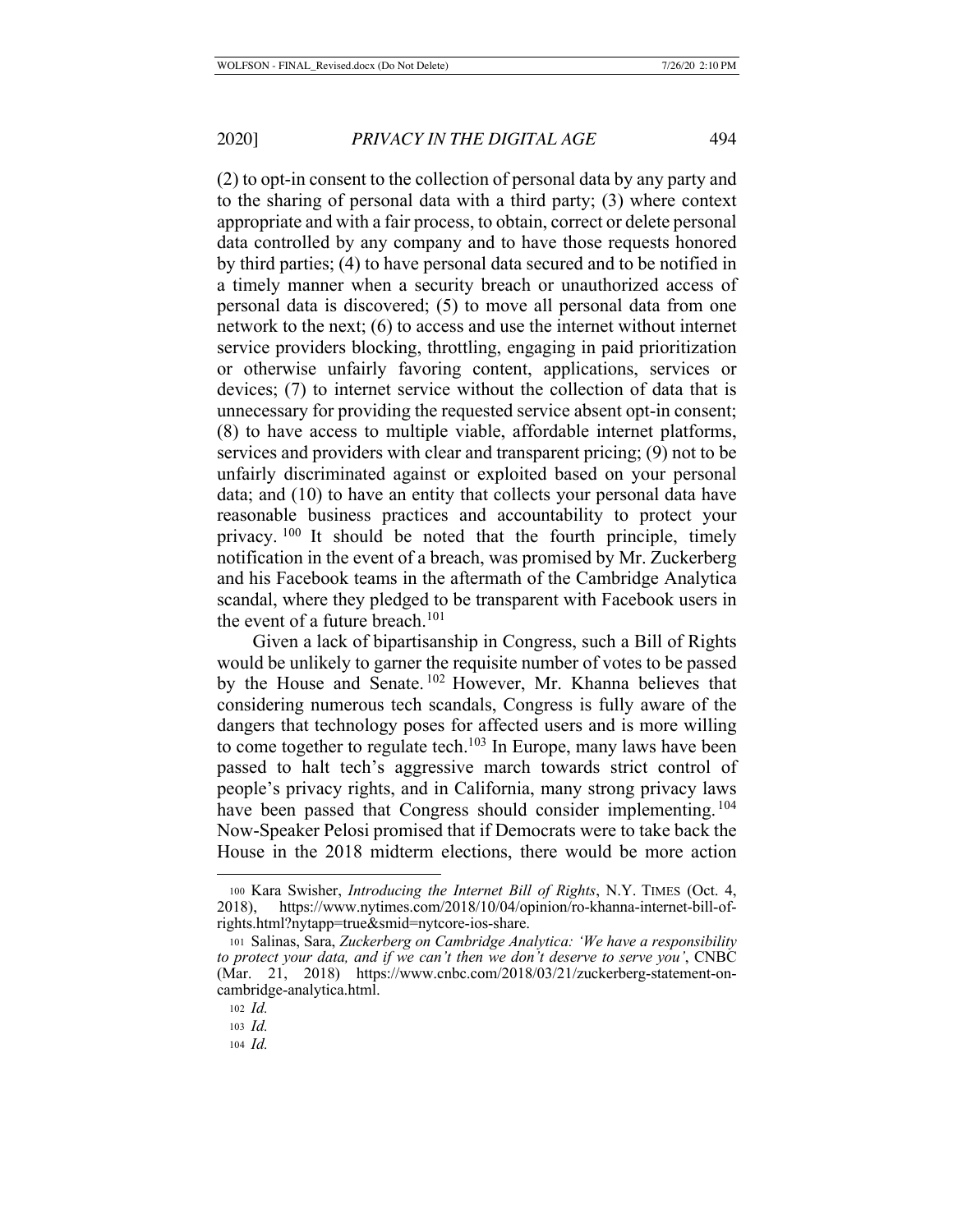(2) to opt-in consent to the collection of personal data by any party and to the sharing of personal data with a third party; (3) where context appropriate and with a fair process, to obtain, correct or delete personal data controlled by any company and to have those requests honored by third parties; (4) to have personal data secured and to be notified in a timely manner when a security breach or unauthorized access of personal data is discovered; (5) to move all personal data from one network to the next; (6) to access and use the internet without internet service providers blocking, throttling, engaging in paid prioritization or otherwise unfairly favoring content, applications, services or devices; (7) to internet service without the collection of data that is unnecessary for providing the requested service absent opt-in consent; (8) to have access to multiple viable, affordable internet platforms, services and providers with clear and transparent pricing; (9) not to be unfairly discriminated against or exploited based on your personal data; and (10) to have an entity that collects your personal data have reasonable business practices and accountability to protect your privacy.[100] It should be noted that the fourth principle, timely notification in the event of a breach, was promised by Mr. Zuckerberg and his Facebook teams in the aftermath of the Cambridge Analytica scandal, where they pledged to be transparent with Facebook users in the event of a future breach.[101]

Given a lack of bipartisanship in Congress, such a Bill of Rights would be unlikely to garner the requisite number of votes to be passed by the House and Senate.[102] However, Mr. Khanna believes that considering numerous tech scandals, Congress is fully aware of the dangers that technology poses for affected users and is more willing to come together to regulate tech.[103] In Europe, many laws have been passed to halt tech's aggressive march towards strict control of people's privacy rights, and in California, many strong privacy laws have been passed that Congress should consider implementing.[104] Now-Speaker Pelosi promised that if Democrats were to take back the House in the 2018 midterm elections, there would be more action

---

[100] Kara Swisher, *Introducing the Internet Bill of Rights*, N.Y. TIMES (Oct. 4, 2018), https://www.nytimes.com/2018/10/04/opinion/ro-khanna-internet-bill-of-rights.html?nytapp=true&smid=nytcore-ios-share.

[101] Salinas, Sara, *Zuckerberg on Cambridge Analytica: 'We have a responsibility to protect your data, and if we can't then we don't deserve to serve you'*, CNBC (Mar. 21, 2018) https://www.cnbc.com/2018/03/21/zuckerberg-statement-on-cambridge-analytica.html.

[102] *Id.*

[103] *Id.*

[104] *Id.*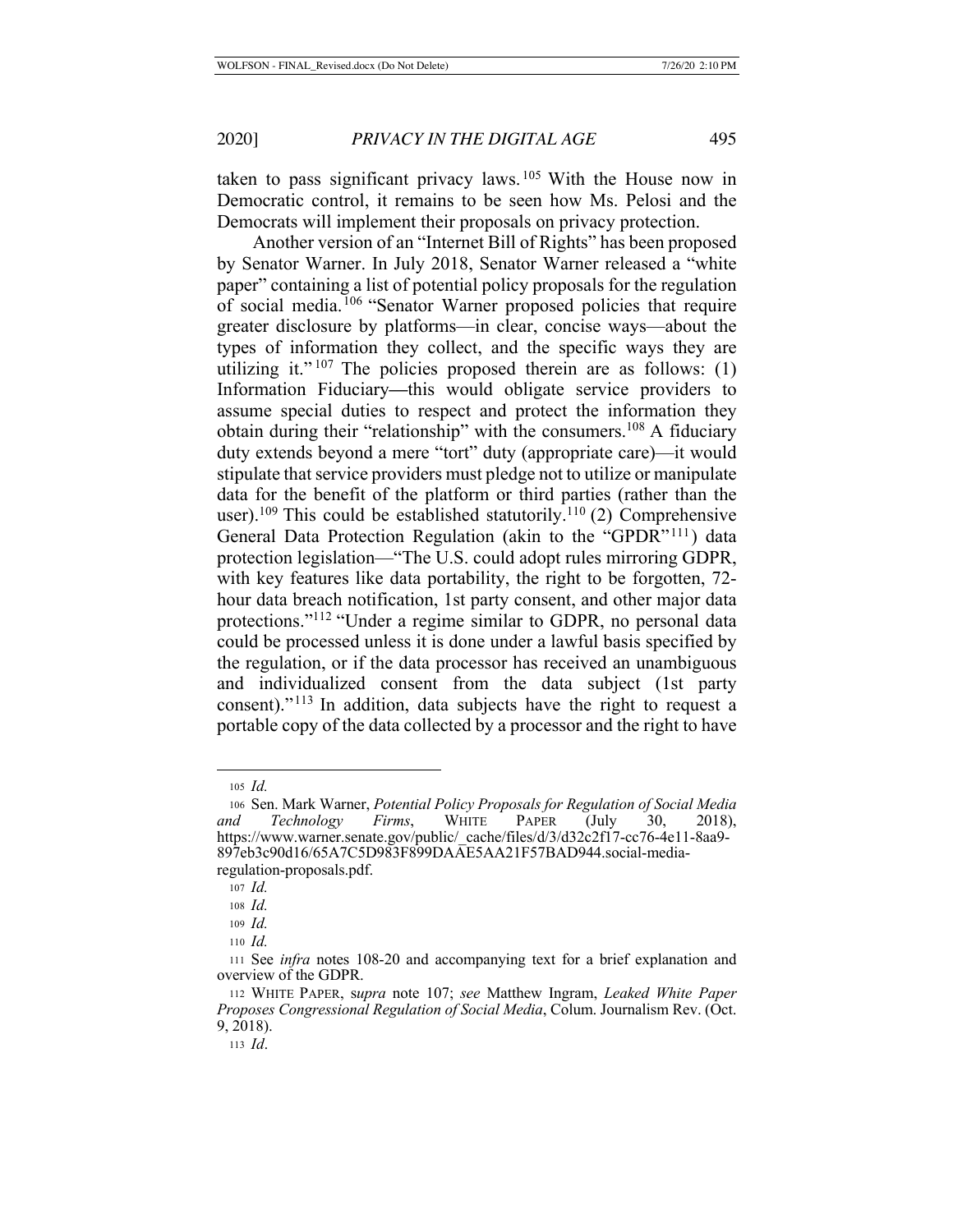taken to pass significant privacy laws.[105] With the House now in Democratic control, it remains to be seen how Ms. Pelosi and the Democrats will implement their proposals on privacy protection.

Another version of an "Internet Bill of Rights" has been proposed by Senator Warner. In July 2018, Senator Warner released a "white paper" containing a list of potential policy proposals for the regulation of social media.[106] "Senator Warner proposed policies that require greater disclosure by platforms—in clear, concise ways—about the types of information they collect, and the specific ways they are utilizing it."[107] The policies proposed therein are as follows: (1) Information Fiduciary—this would obligate service providers to assume special duties to respect and protect the information they obtain during their "relationship" with the consumers.[108] A fiduciary duty extends beyond a mere "tort" duty (appropriate care)—it would stipulate that service providers must pledge not to utilize or manipulate data for the benefit of the platform or third parties (rather than the user).[109] This could be established statutorily.[110] (2) Comprehensive General Data Protection Regulation (akin to the "GPDR"[111]) data protection legislation—"The U.S. could adopt rules mirroring GDPR, with key features like data portability, the right to be forgotten, 72-hour data breach notification, 1st party consent, and other major data protections."[112] "Under a regime similar to GDPR, no personal data could be processed unless it is done under a lawful basis specified by the regulation, or if the data processor has received an unambiguous and individualized consent from the data subject (1st party consent)."[113] In addition, data subjects have the right to request a portable copy of the data collected by a processor and the right to have

---

105 *Id.*

106 Sen. Mark Warner, *Potential Policy Proposals for Regulation of Social Media and Technology Firms*, WHITE PAPER (July 30, 2018), https://www.warner.senate.gov/public/_cache/files/d/3/d32c2f17-cc76-4e11-8aa9-897eb3c90d16/65A7C5D983F899DAAE5AA21F57BAD944.social-media-regulation-proposals.pdf.

107 *Id.*

108 *Id.*

109 *Id.*

110 *Id.*

111 See *infra* notes 108-20 and accompanying text for a brief explanation and overview of the GDPR.

112 WHITE PAPER, s*upra* note 107; *see* Matthew Ingram, *Leaked White Paper Proposes Congressional Regulation of Social Media*, Colum. Journalism Rev. (Oct. 9, 2018).

113 *Id*.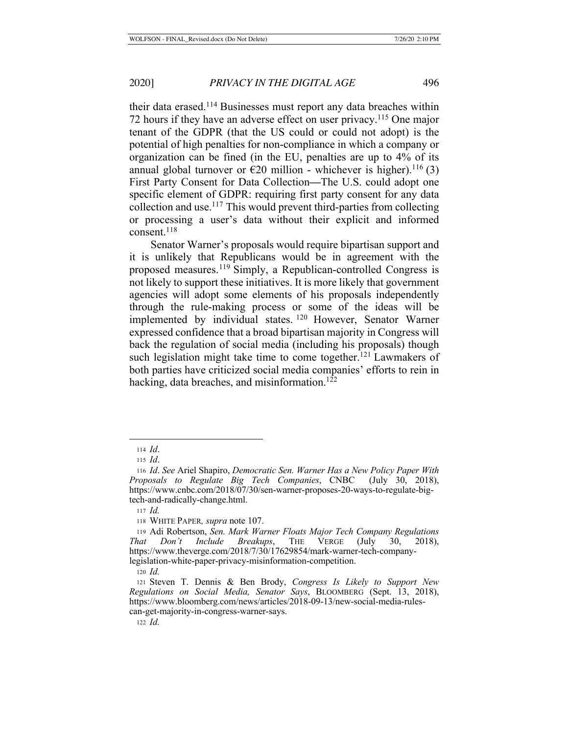their data erased.[114] Businesses must report any data breaches within 72 hours if they have an adverse effect on user privacy.[115] One major tenant of the GDPR (that the US could or could not adopt) is the potential of high penalties for non-compliance in which a company or organization can be fined (in the EU, penalties are up to 4% of its annual global turnover or €20 million - whichever is higher).[116] (3) First Party Consent for Data Collection—The U.S. could adopt one specific element of GDPR: requiring first party consent for any data collection and use.[117] This would prevent third-parties from collecting or processing a user's data without their explicit and informed consent.[118]

Senator Warner's proposals would require bipartisan support and it is unlikely that Republicans would be in agreement with the proposed measures.[119] Simply, a Republican-controlled Congress is not likely to support these initiatives. It is more likely that government agencies will adopt some elements of his proposals independently through the rule-making process or some of the ideas will be implemented by individual states.[120] However, Senator Warner expressed confidence that a broad bipartisan majority in Congress will back the regulation of social media (including his proposals) though such legislation might take time to come together.[121] Lawmakers of both parties have criticized social media companies' efforts to rein in hacking, data breaches, and misinformation.[122]

---

114 *Id*.

115 *Id*.

116 *Id*. *See* Ariel Shapiro, *Democratic Sen. Warner Has a New Policy Paper With Proposals to Regulate Big Tech Companies*, CNBC (July 30, 2018), https://www.cnbc.com/2018/07/30/sen-warner-proposes-20-ways-to-regulate-big-tech-and-radically-change.html.

117 *Id.*

118 WHITE PAPER, *supra* note 107.

119 Adi Robertson, *Sen. Mark Warner Floats Major Tech Company Regulations That Don't Include Breakups*, THE VERGE (July 30, 2018), https://www.theverge.com/2018/7/30/17629854/mark-warner-tech-company-legislation-white-paper-privacy-misinformation-competition.

120 *Id.*

121 Steven T. Dennis & Ben Brody, *Congress Is Likely to Support New Regulations on Social Media, Senator Says*, BLOOMBERG (Sept. 13, 2018), https://www.bloomberg.com/news/articles/2018-09-13/new-social-media-rules-can-get-majority-in-congress-warner-says.

122 *Id.*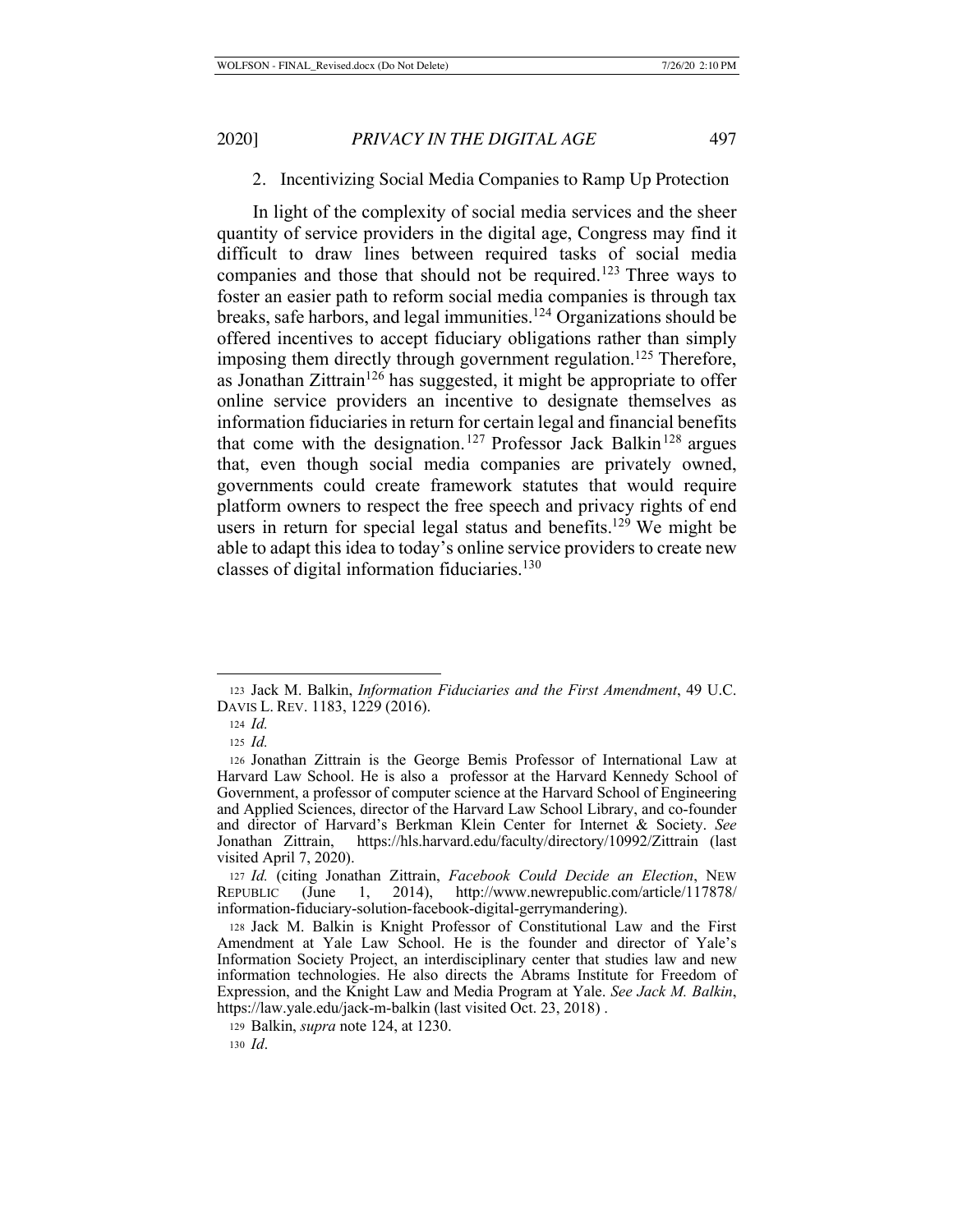### 2. Incentivizing Social Media Companies to Ramp Up Protection

In light of the complexity of social media services and the sheer quantity of service providers in the digital age, Congress may find it difficult to draw lines between required tasks of social media companies and those that should not be required.[123] Three ways to foster an easier path to reform social media companies is through tax breaks, safe harbors, and legal immunities.[124] Organizations should be offered incentives to accept fiduciary obligations rather than simply imposing them directly through government regulation.[125] Therefore, as Jonathan Zittrain[126] has suggested, it might be appropriate to offer online service providers an incentive to designate themselves as information fiduciaries in return for certain legal and financial benefits that come with the designation.[127] Professor Jack Balkin[128] argues that, even though social media companies are privately owned, governments could create framework statutes that would require platform owners to respect the free speech and privacy rights of end users in return for special legal status and benefits.[129] We might be able to adapt this idea to today's online service providers to create new classes of digital information fiduciaries.[130]

---

123 Jack M. Balkin, *Information Fiduciaries and the First Amendment*, 49 U.C. DAVIS L. REV. 1183, 1229 (2016).

124 *Id.*

125 *Id.*

126 Jonathan Zittrain is the George Bemis Professor of International Law at Harvard Law School. He is also a professor at the Harvard Kennedy School of Government, a professor of computer science at the Harvard School of Engineering and Applied Sciences, director of the Harvard Law School Library, and co-founder and director of Harvard's Berkman Klein Center for Internet & Society. *See* Jonathan Zittrain, https://hls.harvard.edu/faculty/directory/10992/Zittrain (last visited April 7, 2020).

127 *Id.* (citing Jonathan Zittrain, *Facebook Could Decide an Election*, NEW REPUBLIC (June 1, 2014), http://www.newrepublic.com/article/117878/information-fiduciary-solution-facebook-digital-gerrymandering).

128 Jack M. Balkin is Knight Professor of Constitutional Law and the First Amendment at Yale Law School. He is the founder and director of Yale's Information Society Project, an interdisciplinary center that studies law and new information technologies. He also directs the Abrams Institute for Freedom of Expression, and the Knight Law and Media Program at Yale. *See Jack M. Balkin*, https://law.yale.edu/jack-m-balkin (last visited Oct. 23, 2018) .

129 Balkin, *supra* note 124, at 1230.

130 *Id*.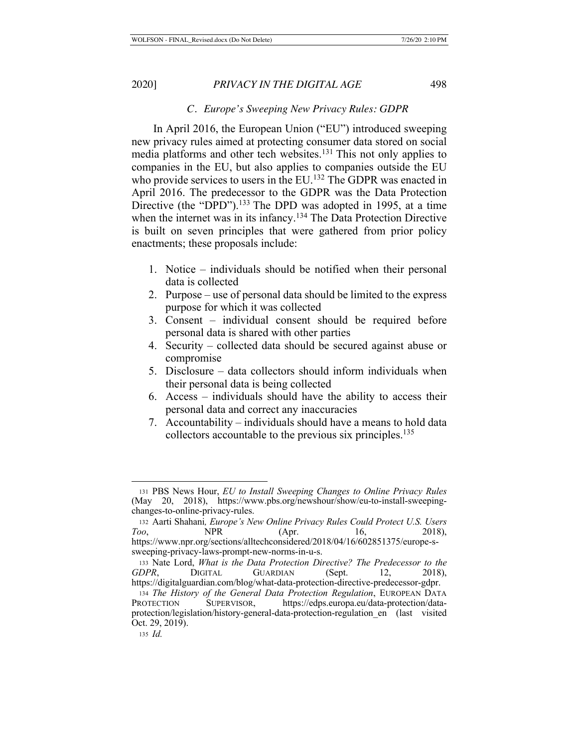### *C. Europe's Sweeping New Privacy Rules: GDPR*

In April 2016, the European Union ("EU") introduced sweeping new privacy rules aimed at protecting consumer data stored on social media platforms and other tech websites.[131] This not only applies to companies in the EU, but also applies to companies outside the EU who provide services to users in the EU.[132] The GDPR was enacted in April 2016. The predecessor to the GDPR was the Data Protection Directive (the "DPD").[133] The DPD was adopted in 1995, at a time when the internet was in its infancy.[134] The Data Protection Directive is built on seven principles that were gathered from prior policy enactments; these proposals include:

1. Notice – individuals should be notified when their personal data is collected
2. Purpose – use of personal data should be limited to the express purpose for which it was collected
3. Consent – individual consent should be required before personal data is shared with other parties
4. Security – collected data should be secured against abuse or compromise
5. Disclosure – data collectors should inform individuals when their personal data is being collected
6. Access – individuals should have the ability to access their personal data and correct any inaccuracies
7. Accountability – individuals should have a means to hold data collectors accountable to the previous six principles.[135]

---

131 PBS News Hour, *EU to Install Sweeping Changes to Online Privacy Rules* (May 20, 2018), https://www.pbs.org/newshour/show/eu-to-install-sweeping-changes-to-online-privacy-rules.

132 Aarti Shahani*, Europe's New Online Privacy Rules Could Protect U.S. Users Too*, NPR (Apr. 16, 2018), https://www.npr.org/sections/alltechconsidered/2018/04/16/602851375/europe-s-sweeping-privacy-laws-prompt-new-norms-in-u-s.

133 Nate Lord, *What is the Data Protection Directive? The Predecessor to the GDPR*, DIGITAL GUARDIAN (Sept. 12, 2018), https://digitalguardian.com/blog/what-data-protection-directive-predecessor-gdpr.

134 *The History of the General Data Protection Regulation*, EUROPEAN DATA PROTECTION SUPERVISOR, https://edps.europa.eu/data-protection/data-protection/legislation/history-general-data-protection-regulation_en (last visited Oct. 29, 2019).

135 *Id.*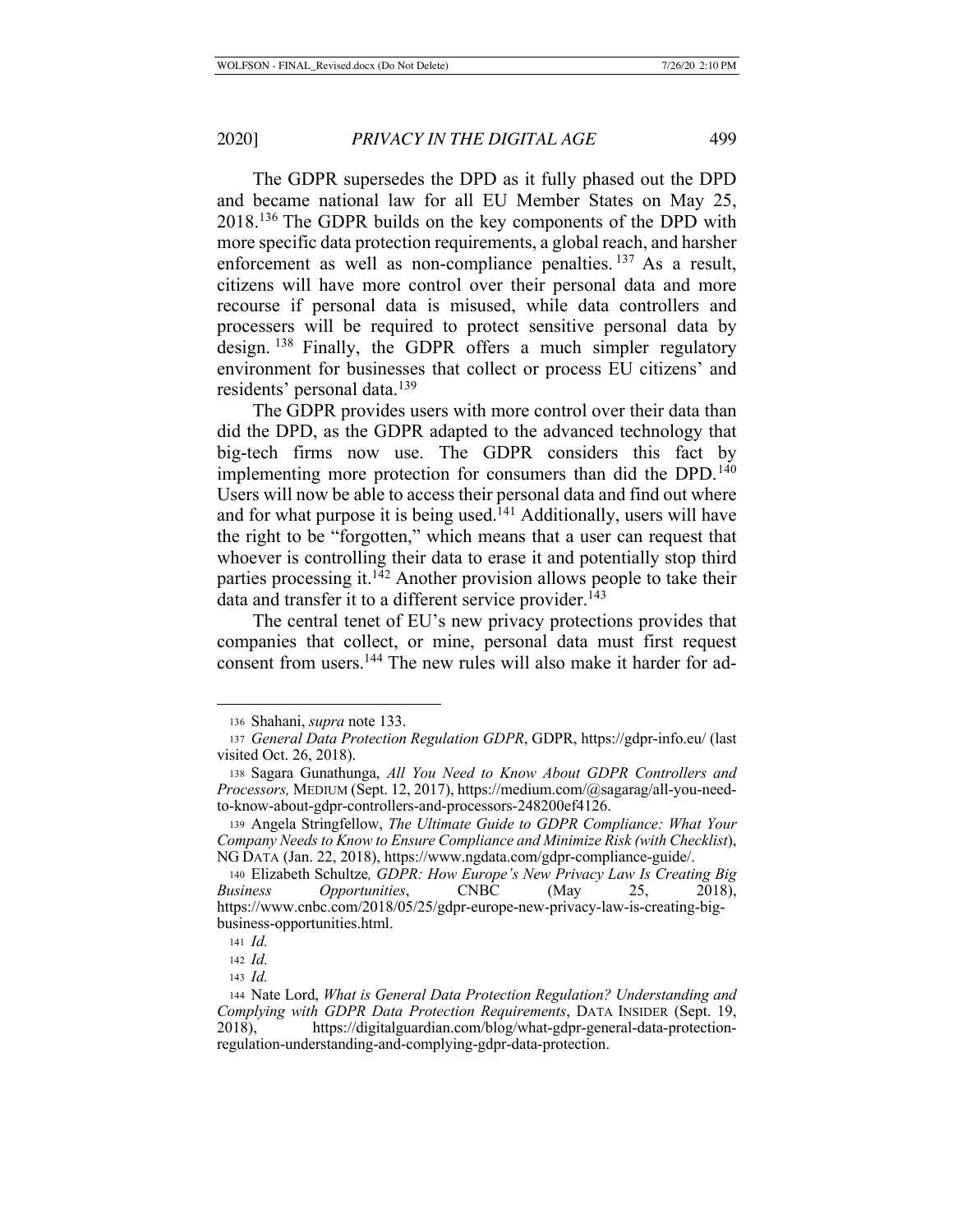The GDPR supersedes the DPD as it fully phased out the DPD and became national law for all EU Member States on May 25, 2018.[136] The GDPR builds on the key components of the DPD with more specific data protection requirements, a global reach, and harsher enforcement as well as non-compliance penalties.[137] As a result, citizens will have more control over their personal data and more recourse if personal data is misused, while data controllers and processers will be required to protect sensitive personal data by design.[138] Finally, the GDPR offers a much simpler regulatory environment for businesses that collect or process EU citizens' and residents' personal data.[139]

The GDPR provides users with more control over their data than did the DPD, as the GDPR adapted to the advanced technology that big-tech firms now use. The GDPR considers this fact by implementing more protection for consumers than did the DPD.[140] Users will now be able to access their personal data and find out where and for what purpose it is being used.[141] Additionally, users will have the right to be "forgotten," which means that a user can request that whoever is controlling their data to erase it and potentially stop third parties processing it.[142] Another provision allows people to take their data and transfer it to a different service provider.[143]

The central tenet of EU's new privacy protections provides that companies that collect, or mine, personal data must first request consent from users.[144] The new rules will also make it harder for ad-

---

136 Shahani, *supra* note 133.

137 *General Data Protection Regulation GDPR*, GDPR, https://gdpr-info.eu/ (last visited Oct. 26, 2018).

138 Sagara Gunathunga, *All You Need to Know About GDPR Controllers and Processors,* MEDIUM (Sept. 12, 2017), https://medium.com/@sagarag/all-you-need-to-know-about-gdpr-controllers-and-processors-248200ef4126.

139 Angela Stringfellow, *The Ultimate Guide to GDPR Compliance: What Your Company Needs to Know to Ensure Compliance and Minimize Risk (with Checklist)*, NG DATA (Jan. 22, 2018), https://www.ngdata.com/gdpr-compliance-guide/.

140 Elizabeth Schultze*, GDPR: How Europe's New Privacy Law Is Creating Big Business Opportunities*, CNBC (May 25, 2018), https://www.cnbc.com/2018/05/25/gdpr-europe-new-privacy-law-is-creating-big-business-opportunities.html.

141 *Id.*

142 *Id.*

143 *Id.*

144 Nate Lord, *What is General Data Protection Regulation? Understanding and Complying with GDPR Data Protection Requirements*, DATA INSIDER (Sept. 19, 2018), https://digitalguardian.com/blog/what-gdpr-general-data-protection-regulation-understanding-and-complying-gdpr-data-protection.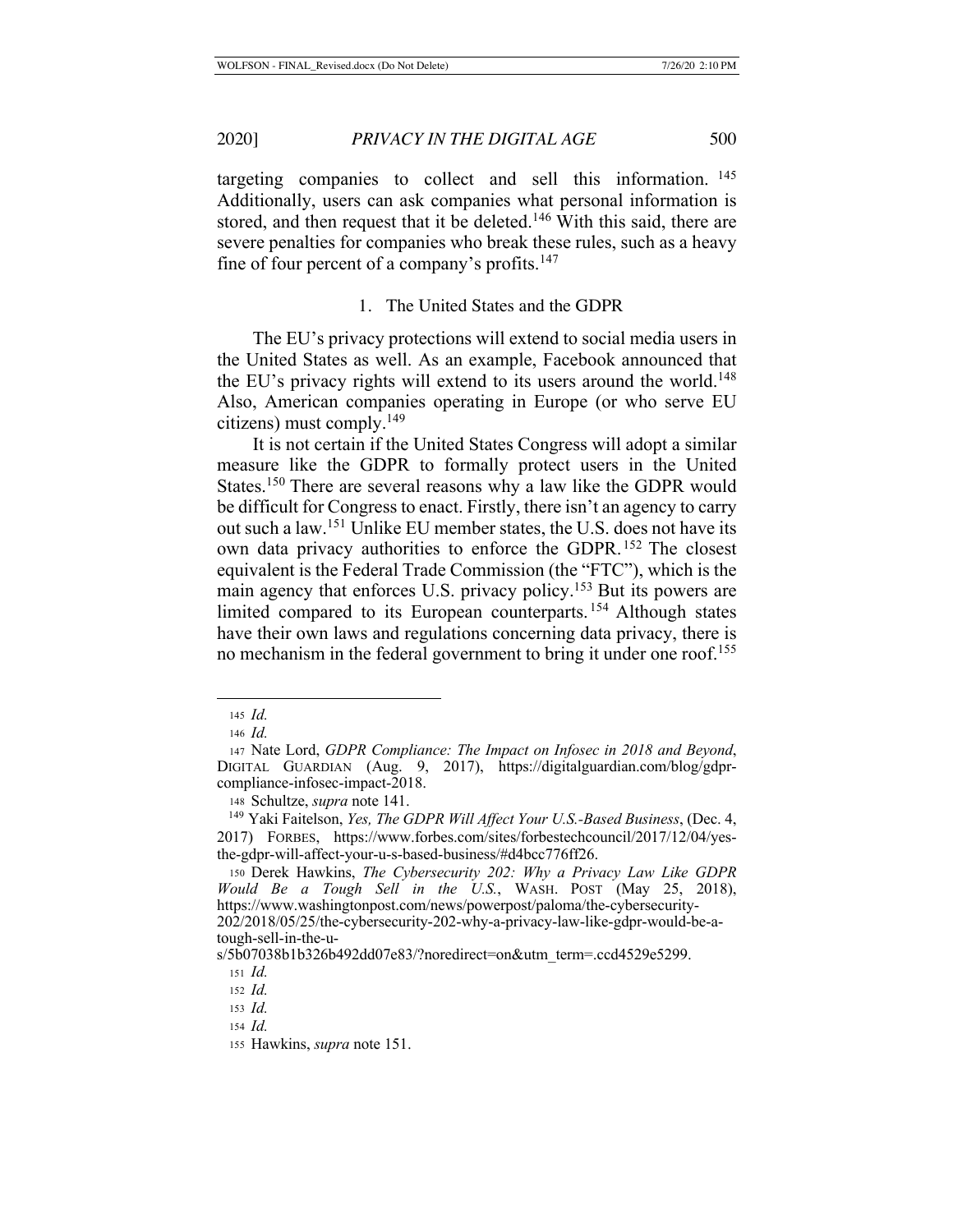targeting companies to collect and sell this information.[145] Additionally, users can ask companies what personal information is stored, and then request that it be deleted.[146] With this said, there are severe penalties for companies who break these rules, such as a heavy fine of four percent of a company's profits.[147]

### 1. The United States and the GDPR

The EU's privacy protections will extend to social media users in the United States as well. As an example, Facebook announced that the EU's privacy rights will extend to its users around the world.[148] Also, American companies operating in Europe (or who serve EU citizens) must comply.[149]

It is not certain if the United States Congress will adopt a similar measure like the GDPR to formally protect users in the United States.[150] There are several reasons why a law like the GDPR would be difficult for Congress to enact. Firstly, there isn't an agency to carry out such a law.[151] Unlike EU member states, the U.S. does not have its own data privacy authorities to enforce the GDPR.[152] The closest equivalent is the Federal Trade Commission (the "FTC"), which is the main agency that enforces U.S. privacy policy.[153] But its powers are limited compared to its European counterparts.[154] Although states have their own laws and regulations concerning data privacy, there is no mechanism in the federal government to bring it under one roof.[155]

---

145 *Id.*

146 *Id.*

147 Nate Lord, *GDPR Compliance: The Impact on Infosec in 2018 and Beyond*, DIGITAL GUARDIAN (Aug. 9, 2017), https://digitalguardian.com/blog/gdpr-compliance-infosec-impact-2018.

148 Schultze, *supra* note 141.

149 Yaki Faitelson, *Yes, The GDPR Will Affect Your U.S.-Based Business*, (Dec. 4, 2017) FORBES, https://www.forbes.com/sites/forbestechcouncil/2017/12/04/yes-the-gdpr-will-affect-your-u-s-based-business/#d4bcc776ff26.

150 Derek Hawkins, *The Cybersecurity 202: Why a Privacy Law Like GDPR Would Be a Tough Sell in the U.S.*, WASH. POST (May 25, 2018), https://www.washingtonpost.com/news/powerpost/paloma/the-cybersecurity-202/2018/05/25/the-cybersecurity-202-why-a-privacy-law-like-gdpr-would-be-a-tough-sell-in-the-u-s/5b07038b1b326b492dd07e83/?noredirect=on&utm_term=.ccd4529e5299.

151 *Id.*

152 *Id.*

153 *Id.*

154 *Id.*

155 Hawkins, *supra* note 151.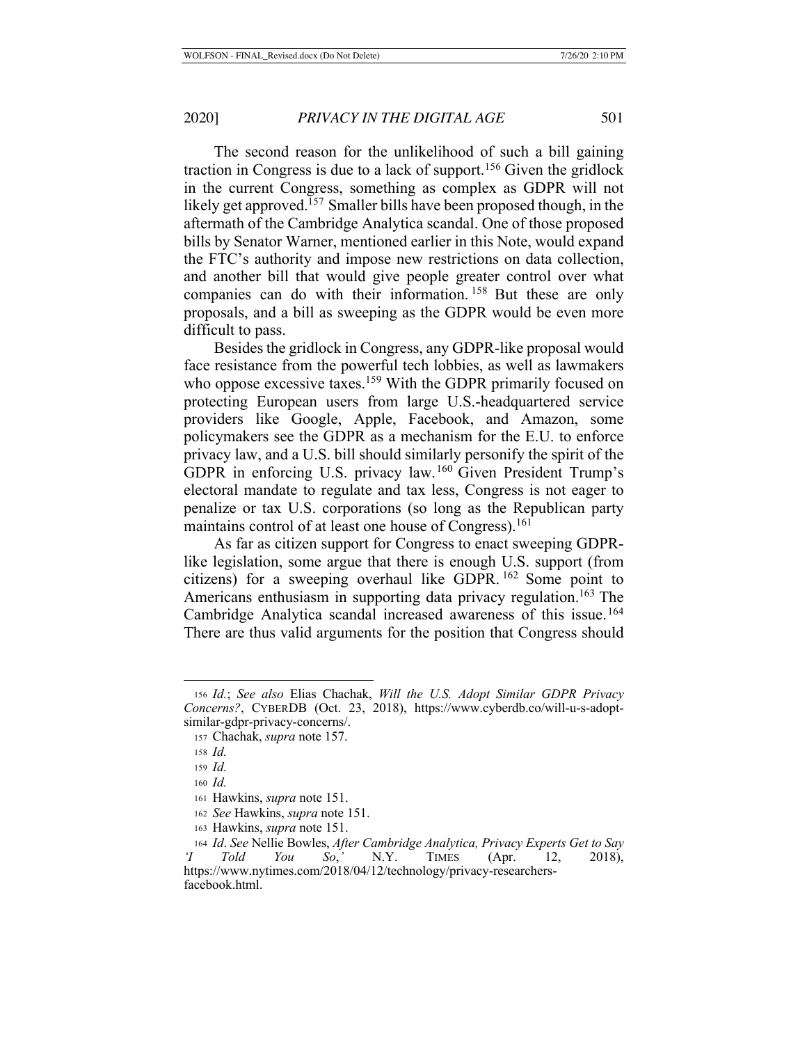The second reason for the unlikelihood of such a bill gaining traction in Congress is due to a lack of support.[156] Given the gridlock in the current Congress, something as complex as GDPR will not likely get approved.[157] Smaller bills have been proposed though, in the aftermath of the Cambridge Analytica scandal. One of those proposed bills by Senator Warner, mentioned earlier in this Note, would expand the FTC's authority and impose new restrictions on data collection, and another bill that would give people greater control over what companies can do with their information.[158] But these are only proposals, and a bill as sweeping as the GDPR would be even more difficult to pass.

Besides the gridlock in Congress, any GDPR-like proposal would face resistance from the powerful tech lobbies, as well as lawmakers who oppose excessive taxes.[159] With the GDPR primarily focused on protecting European users from large U.S.-headquartered service providers like Google, Apple, Facebook, and Amazon, some policymakers see the GDPR as a mechanism for the E.U. to enforce privacy law, and a U.S. bill should similarly personify the spirit of the GDPR in enforcing U.S. privacy law.[160] Given President Trump's electoral mandate to regulate and tax less, Congress is not eager to penalize or tax U.S. corporations (so long as the Republican party maintains control of at least one house of Congress).[161]

As far as citizen support for Congress to enact sweeping GDPR-like legislation, some argue that there is enough U.S. support (from citizens) for a sweeping overhaul like GDPR.[162] Some point to Americans enthusiasm in supporting data privacy regulation.[163] The Cambridge Analytica scandal increased awareness of this issue.[164] There are thus valid arguments for the position that Congress should

---

[156] *Id.*; *See also* Elias Chachak, *Will the U.S. Adopt Similar GDPR Privacy Concerns?*, CYBERDB (Oct. 23, 2018), https://www.cyberdb.co/will-u-s-adopt-similar-gdpr-privacy-concerns/.

[157] Chachak, *supra* note 157.

[158] *Id.*

[159] *Id.*

[160] *Id.*

[161] Hawkins, *supra* note 151.

[162] *See* Hawkins, *supra* note 151.

[163] Hawkins, *supra* note 151.

[164] *Id*. *See* Nellie Bowles, *After Cambridge Analytica, Privacy Experts Get to Say 'I Told You So,'* N.Y. TIMES (Apr. 12, 2018), https://www.nytimes.com/2018/04/12/technology/privacy-researchers-facebook.html.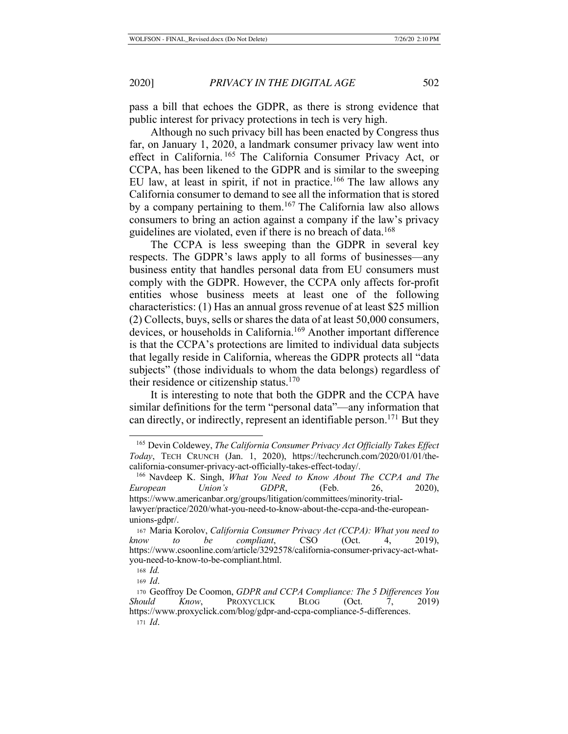pass a bill that echoes the GDPR, as there is strong evidence that public interest for privacy protections in tech is very high.

Although no such privacy bill has been enacted by Congress thus far, on January 1, 2020, a landmark consumer privacy law went into effect in California.[165] The California Consumer Privacy Act, or CCPA, has been likened to the GDPR and is similar to the sweeping EU law, at least in spirit, if not in practice.[166] The law allows any California consumer to demand to see all the information that is stored by a company pertaining to them.[167] The California law also allows consumers to bring an action against a company if the law's privacy guidelines are violated, even if there is no breach of data.[168]

The CCPA is less sweeping than the GDPR in several key respects. The GDPR's laws apply to all forms of businesses—any business entity that handles personal data from EU consumers must comply with the GDPR. However, the CCPA only affects for-profit entities whose business meets at least one of the following characteristics: (1) Has an annual gross revenue of at least $25 million (2) Collects, buys, sells or shares the data of at least 50,000 consumers, devices, or households in California.[169] Another important difference is that the CCPA's protections are limited to individual data subjects that legally reside in California, whereas the GDPR protects all "data subjects" (those individuals to whom the data belongs) regardless of their residence or citizenship status.[170]

It is interesting to note that both the GDPR and the CCPA have similar definitions for the term "personal data"—any information that can directly, or indirectly, represent an identifiable person.[171] But they

---

[165] Devin Coldewey, *The California Consumer Privacy Act Officially Takes Effect Today*, TECH CRUNCH (Jan. 1, 2020), https://techcrunch.com/2020/01/01/the-california-consumer-privacy-act-officially-takes-effect-today/.

[166] Navdeep K. Singh, *What You Need to Know About The CCPA and The European Union's GDPR*, (Feb. 26, 2020), https://www.americanbar.org/groups/litigation/committees/minority-trial-lawyer/practice/2020/what-you-need-to-know-about-the-ccpa-and-the-european-unions-gdpr/.

[167] Maria Korolov, *California Consumer Privacy Act (CCPA): What you need to know to be compliant*, CSO (Oct. 4, 2019), https://www.csoonline.com/article/3292578/california-consumer-privacy-act-what-you-need-to-know-to-be-compliant.html.

[168] *Id.*

[169] *Id*.

[170] Geoffroy De Coomon, *GDPR and CCPA Compliance: The 5 Differences You Should Know*, PROXYCLICK BLOG (Oct. 7, 2019) https://www.proxyclick.com/blog/gdpr-and-ccpa-compliance-5-differences.

[171] *Id*.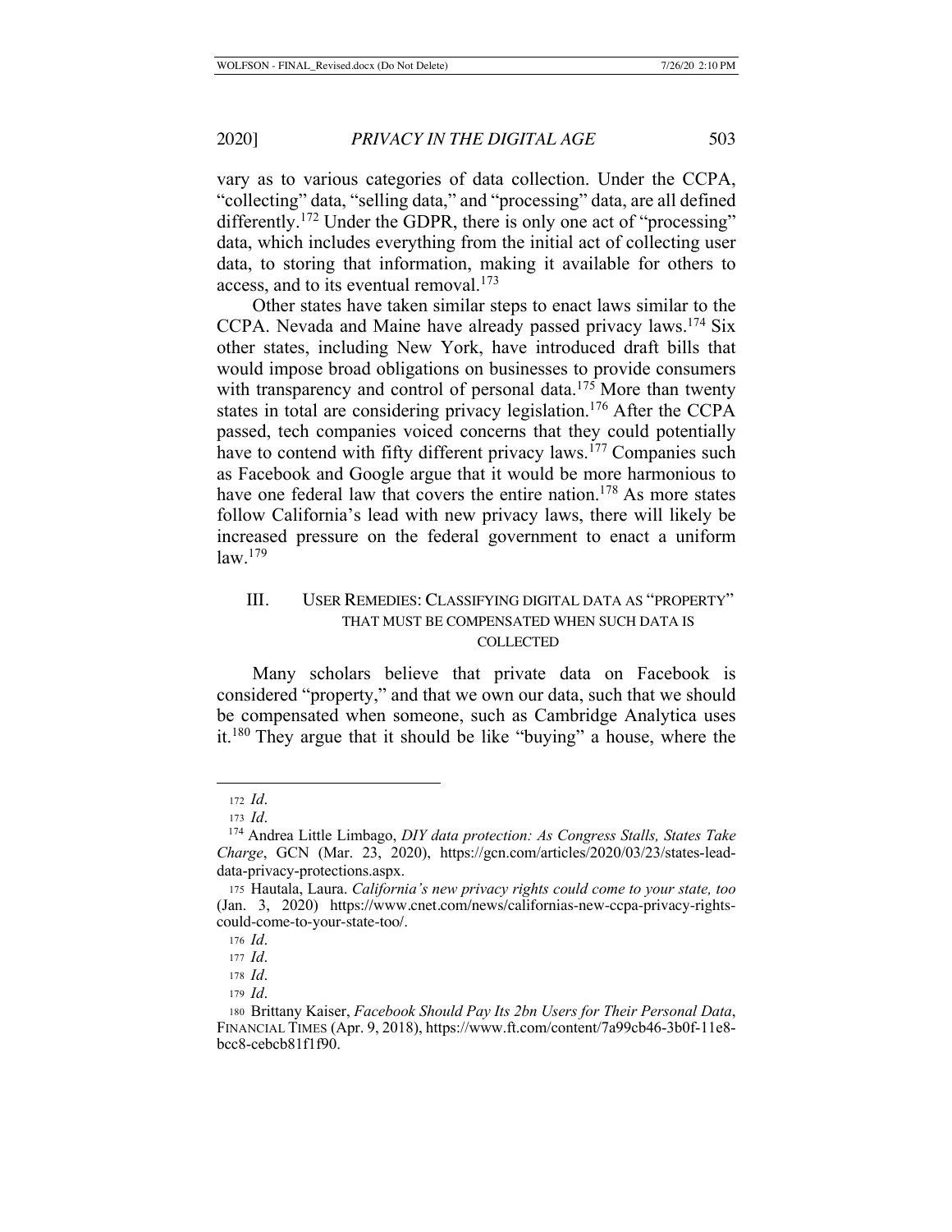vary as to various categories of data collection. Under the CCPA, "collecting" data, "selling data," and "processing" data, are all defined differently.[172] Under the GDPR, there is only one act of "processing" data, which includes everything from the initial act of collecting user data, to storing that information, making it available for others to access, and to its eventual removal.[173]

Other states have taken similar steps to enact laws similar to the CCPA. Nevada and Maine have already passed privacy laws.[174] Six other states, including New York, have introduced draft bills that would impose broad obligations on businesses to provide consumers with transparency and control of personal data.[175] More than twenty states in total are considering privacy legislation.[176] After the CCPA passed, tech companies voiced concerns that they could potentially have to contend with fifty different privacy laws.[177] Companies such as Facebook and Google argue that it would be more harmonious to have one federal law that covers the entire nation.[178] As more states follow California's lead with new privacy laws, there will likely be increased pressure on the federal government to enact a uniform law.[179]

## III. USER REMEDIES: CLASSIFYING DIGITAL DATA AS "PROPERTY" THAT MUST BE COMPENSATED WHEN SUCH DATA IS COLLECTED

Many scholars believe that private data on Facebook is considered "property," and that we own our data, such that we should be compensated when someone, such as Cambridge Analytica uses it.[180] They argue that it should be like "buying" a house, where the

---

172 *Id.*

173 *Id.*

174 Andrea Little Limbago, *DIY data protection: As Congress Stalls, States Take Charge*, GCN (Mar. 23, 2020), https://gcn.com/articles/2020/03/23/states-lead-data-privacy-protections.aspx.

175 Hautala, Laura. *California's new privacy rights could come to your state, too* (Jan. 3, 2020) https://www.cnet.com/news/californias-new-ccpa-privacy-rights-could-come-to-your-state-too/.

176 *Id.*

177 *Id.*

178 *Id.*

179 *Id.*

180 Brittany Kaiser, *Facebook Should Pay Its 2bn Users for Their Personal Data*, FINANCIAL TIMES (Apr. 9, 2018), https://www.ft.com/content/7a99cb46-3b0f-11e8-bcc8-cebcb81f1f90.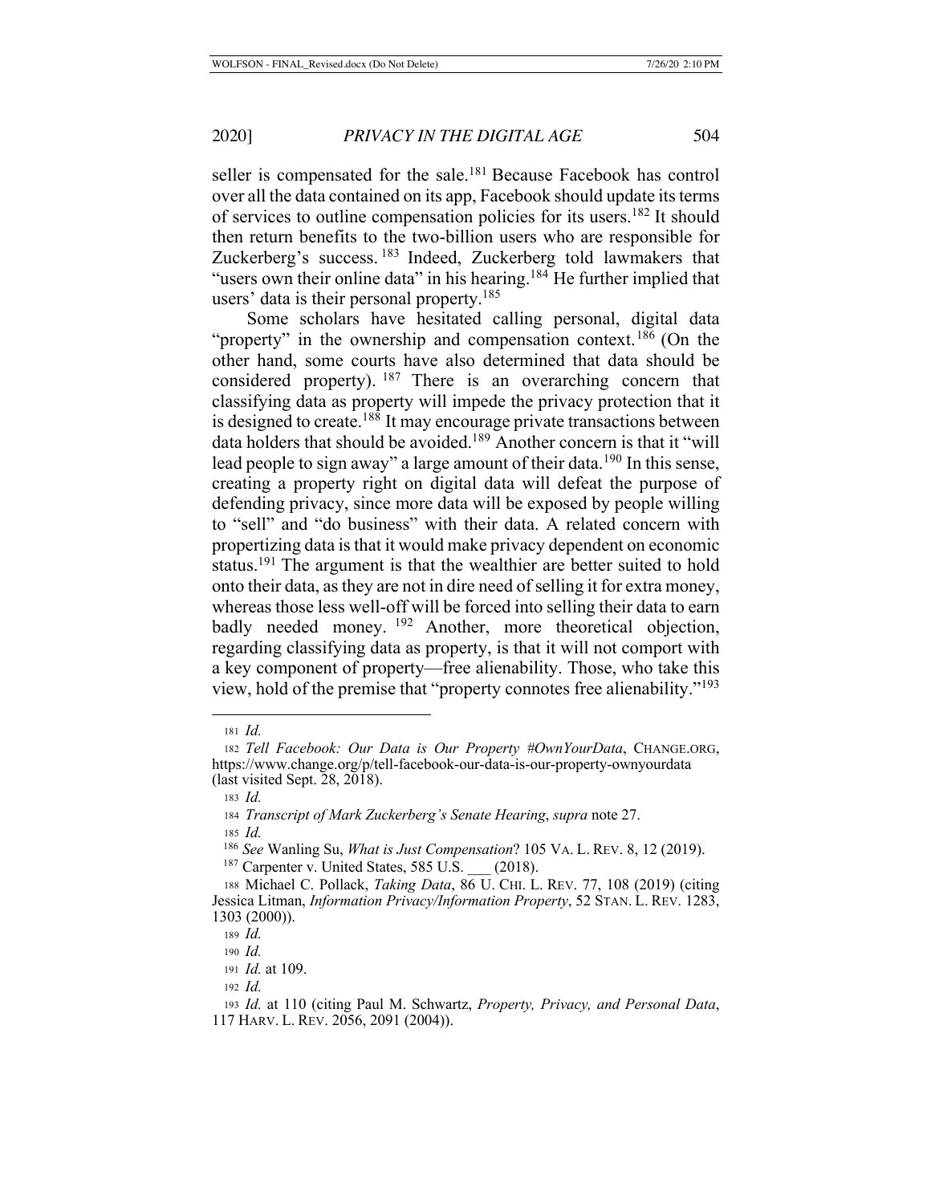seller is compensated for the sale.[181] Because Facebook has control over all the data contained on its app, Facebook should update its terms of services to outline compensation policies for its users.[182] It should then return benefits to the two-billion users who are responsible for Zuckerberg's success.[183] Indeed, Zuckerberg told lawmakers that "users own their online data" in his hearing.[184] He further implied that users' data is their personal property.[185]

Some scholars have hesitated calling personal, digital data "property" in the ownership and compensation context.[186] (On the other hand, some courts have also determined that data should be considered property).[187] There is an overarching concern that classifying data as property will impede the privacy protection that it is designed to create.[188] It may encourage private transactions between data holders that should be avoided.[189] Another concern is that it "will lead people to sign away" a large amount of their data.[190] In this sense, creating a property right on digital data will defeat the purpose of defending privacy, since more data will be exposed by people willing to "sell" and "do business" with their data. A related concern with propertizing data is that it would make privacy dependent on economic status.[191] The argument is that the wealthier are better suited to hold onto their data, as they are not in dire need of selling it for extra money, whereas those less well-off will be forced into selling their data to earn badly needed money.[192] Another, more theoretical objection, regarding classifying data as property, is that it will not comport with a key component of property—free alienability. Those, who take this view, hold of the premise that "property connotes free alienability."[193]

---

[181] *Id.*

[182] *Tell Facebook: Our Data is Our Property #OwnYourData*, CHANGE.ORG, https://www.change.org/p/tell-facebook-our-data-is-our-property-ownyourdata (last visited Sept. 28, 2018).

[183] *Id.*

[184] *Transcript of Mark Zuckerberg's Senate Hearing*, *supra* note 27.

[185] *Id.*

[186] *See* Wanling Su, *What is Just Compensation*? 105 VA. L. REV. 8, 12 (2019).

[187] Carpenter v. United States, 585 U.S. ___ (2018).

[188] Michael C. Pollack, *Taking Data*, 86 U. CHI. L. REV. 77, 108 (2019) (citing Jessica Litman, *Information Privacy/Information Property*, 52 STAN. L. REV. 1283, 1303 (2000)).

[189] *Id.*

[190] *Id.*

[191] *Id.* at 109.

[192] *Id.*

[193] *Id.* at 110 (citing Paul M. Schwartz, *Property, Privacy, and Personal Data*, 117 HARV. L. REV. 2056, 2091 (2004)).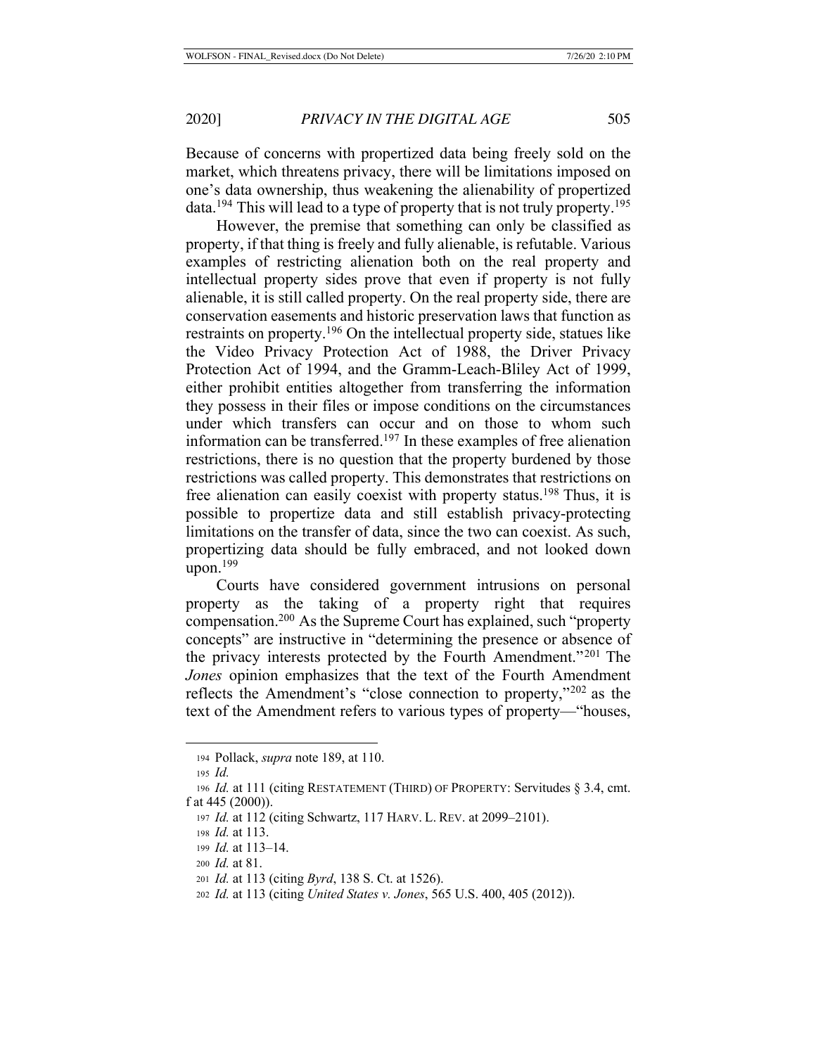Because of concerns with propertized data being freely sold on the market, which threatens privacy, there will be limitations imposed on one's data ownership, thus weakening the alienability of propertized data.[194] This will lead to a type of property that is not truly property.[195]

However, the premise that something can only be classified as property, if that thing is freely and fully alienable, is refutable. Various examples of restricting alienation both on the real property and intellectual property sides prove that even if property is not fully alienable, it is still called property. On the real property side, there are conservation easements and historic preservation laws that function as restraints on property.[196] On the intellectual property side, statues like the Video Privacy Protection Act of 1988, the Driver Privacy Protection Act of 1994, and the Gramm-Leach-Bliley Act of 1999, either prohibit entities altogether from transferring the information they possess in their files or impose conditions on the circumstances under which transfers can occur and on those to whom such information can be transferred.[197] In these examples of free alienation restrictions, there is no question that the property burdened by those restrictions was called property. This demonstrates that restrictions on free alienation can easily coexist with property status.[198] Thus, it is possible to propertize data and still establish privacy-protecting limitations on the transfer of data, since the two can coexist. As such, propertizing data should be fully embraced, and not looked down upon.[199]

Courts have considered government intrusions on personal property as the taking of a property right that requires compensation.[200] As the Supreme Court has explained, such "property concepts" are instructive in "determining the presence or absence of the privacy interests protected by the Fourth Amendment."[201] The *Jones* opinion emphasizes that the text of the Fourth Amendment reflects the Amendment's "close connection to property,"[202] as the text of the Amendment refers to various types of property—"houses,

---

194 Pollack, *supra* note 189, at 110.

195 *Id.*

196 *Id.* at 111 (citing RESTATEMENT (THIRD) OF PROPERTY: Servitudes § 3.4, cmt. f at 445 (2000)).

197 *Id.* at 112 (citing Schwartz, 117 HARV. L. REV. at 2099–2101).

198 *Id.* at 113.

199 *Id.* at 113–14.

200 *Id.* at 81.

201 *Id.* at 113 (citing *Byrd*, 138 S. Ct. at 1526).

202 *Id.* at 113 (citing *United States v. Jones*, 565 U.S. 400, 405 (2012)).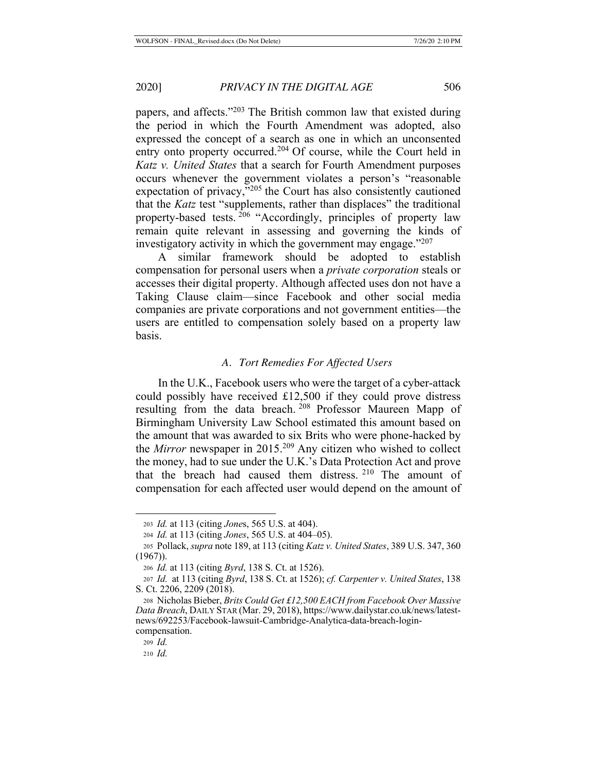papers, and affects."[203] The British common law that existed during the period in which the Fourth Amendment was adopted, also expressed the concept of a search as one in which an unconsented entry onto property occurred.[204] Of course, while the Court held in *Katz v. United States* that a search for Fourth Amendment purposes occurs whenever the government violates a person's "reasonable expectation of privacy,"[205] the Court has also consistently cautioned that the *Katz* test "supplements, rather than displaces" the traditional property-based tests.[206] "Accordingly, principles of property law remain quite relevant in assessing and governing the kinds of investigatory activity in which the government may engage."[207]

A similar framework should be adopted to establish compensation for personal users when a *private corporation* steals or accesses their digital property. Although affected uses don not have a Taking Clause claim—since Facebook and other social media companies are private corporations and not government entities—the users are entitled to compensation solely based on a property law basis.

### *A. Tort Remedies For Affected Users*

In the U.K., Facebook users who were the target of a cyber-attack could possibly have received £12,500 if they could prove distress resulting from the data breach.[208] Professor Maureen Mapp of Birmingham University Law School estimated this amount based on the amount that was awarded to six Brits who were phone-hacked by the *Mirror* newspaper in 2015.[209] Any citizen who wished to collect the money, had to sue under the U.K.'s Data Protection Act and prove that the breach had caused them distress.[210] The amount of compensation for each affected user would depend on the amount of

---

203 *Id.* at 113 (citing *Jones*, 565 U.S. at 404).

204 *Id.* at 113 (citing *Jones*, 565 U.S. at 404–05).

205 Pollack, *supra* note 189, at 113 (citing *Katz v. United States*, 389 U.S. 347, 360 (1967)).

206 *Id.* at 113 (citing *Byrd*, 138 S. Ct. at 1526).

207 *Id.* at 113 (citing *Byrd*, 138 S. Ct. at 1526); *cf. Carpenter v. United States*, 138 S. Ct. 2206, 2209 (2018).

208 Nicholas Bieber, *Brits Could Get £12,500 EACH from Facebook Over Massive Data Breach*, DAILY STAR (Mar. 29, 2018), https://www.dailystar.co.uk/news/latest-news/692253/Facebook-lawsuit-Cambridge-Analytica-data-breach-login-compensation.

209 *Id.*

210 *Id.*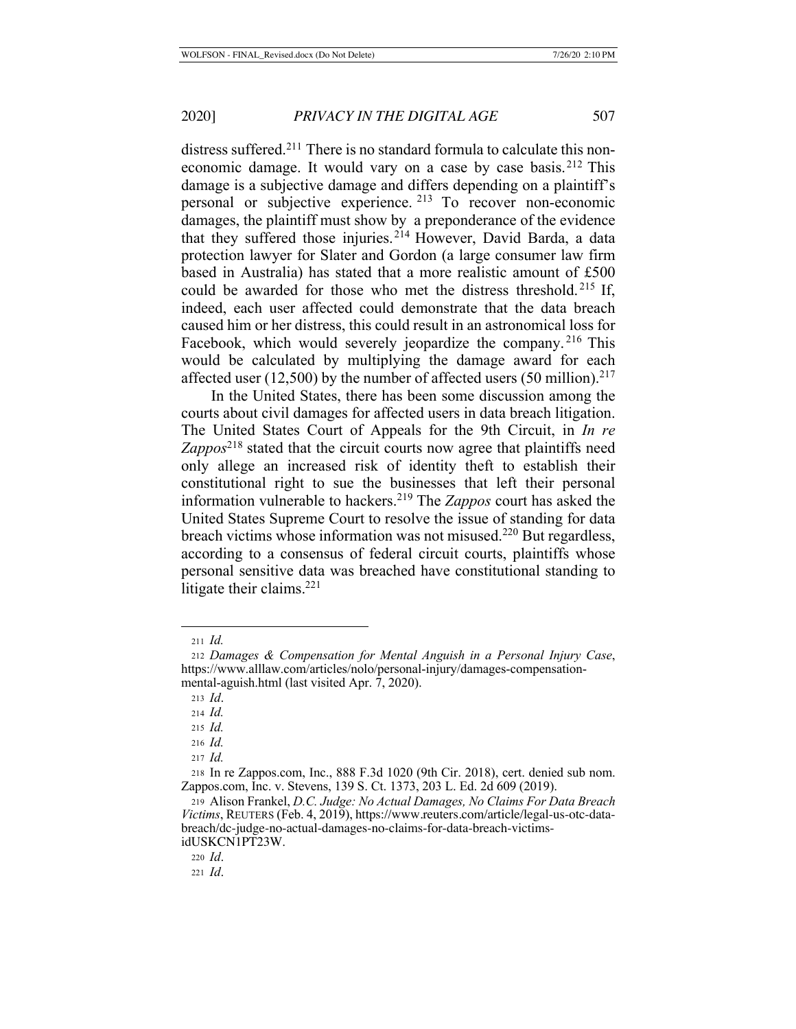distress suffered.[211] There is no standard formula to calculate this non-economic damage. It would vary on a case by case basis.[212] This damage is a subjective damage and differs depending on a plaintiff's personal or subjective experience.[213] To recover non-economic damages, the plaintiff must show by a preponderance of the evidence that they suffered those injuries.[214] However, David Barda, a data protection lawyer for Slater and Gordon (a large consumer law firm based in Australia) has stated that a more realistic amount of £500 could be awarded for those who met the distress threshold.[215] If, indeed, each user affected could demonstrate that the data breach caused him or her distress, this could result in an astronomical loss for Facebook, which would severely jeopardize the company.[216] This would be calculated by multiplying the damage award for each affected user (12,500) by the number of affected users (50 million).[217]

In the United States, there has been some discussion among the courts about civil damages for affected users in data breach litigation. The United States Court of Appeals for the 9th Circuit, in *In re Zappos*[218] stated that the circuit courts now agree that plaintiffs need only allege an increased risk of identity theft to establish their constitutional right to sue the businesses that left their personal information vulnerable to hackers.[219] The *Zappos* court has asked the United States Supreme Court to resolve the issue of standing for data breach victims whose information was not misused.[220] But regardless, according to a consensus of federal circuit courts, plaintiffs whose personal sensitive data was breached have constitutional standing to litigate their claims.[221]

---

211 *Id.*

212 *Damages & Compensation for Mental Anguish in a Personal Injury Case*, https://www.alllaw.com/articles/nolo/personal-injury/damages-compensation-mental-aguish.html (last visited Apr. 7, 2020).

213 *Id*.

214 *Id.*

215 *Id.*

216 *Id.*

217 *Id.*

218 In re Zappos.com, Inc., 888 F.3d 1020 (9th Cir. 2018), cert. denied sub nom. Zappos.com, Inc. v. Stevens, 139 S. Ct. 1373, 203 L. Ed. 2d 609 (2019).

219 Alison Frankel, *D.C. Judge: No Actual Damages, No Claims For Data Breach Victims*, REUTERS (Feb. 4, 2019), https://www.reuters.com/article/legal-us-otc-data-breach/dc-judge-no-actual-damages-no-claims-for-data-breach-victims-idUSKCN1PT23W.

220 *Id*.

221 *Id*.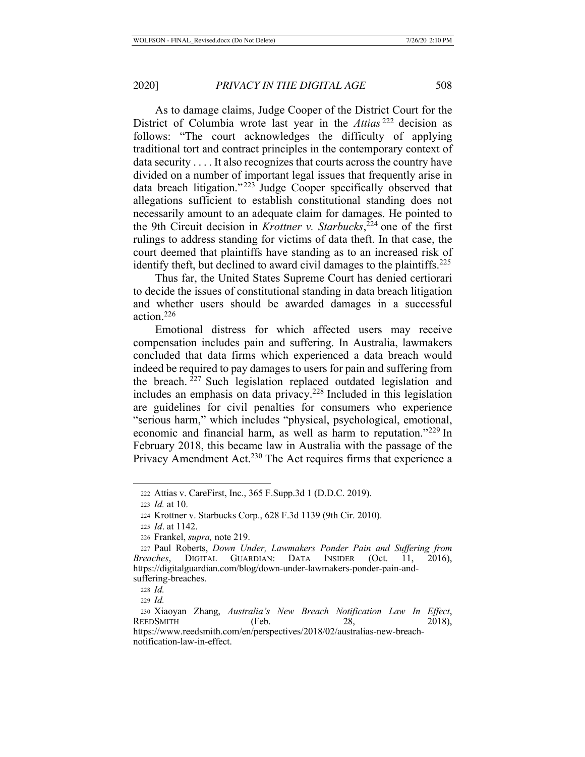As to damage claims, Judge Cooper of the District Court for the District of Columbia wrote last year in the *Attias*[222] decision as follows: "The court acknowledges the difficulty of applying traditional tort and contract principles in the contemporary context of data security . . . . It also recognizes that courts across the country have divided on a number of important legal issues that frequently arise in data breach litigation."[223] Judge Cooper specifically observed that allegations sufficient to establish constitutional standing does not necessarily amount to an adequate claim for damages. He pointed to the 9th Circuit decision in *Krottner v. Starbucks*,[224] one of the first rulings to address standing for victims of data theft. In that case, the court deemed that plaintiffs have standing as to an increased risk of identify theft, but declined to award civil damages to the plaintiffs.[225]

Thus far, the United States Supreme Court has denied certiorari to decide the issues of constitutional standing in data breach litigation and whether users should be awarded damages in a successful action.[226]

Emotional distress for which affected users may receive compensation includes pain and suffering. In Australia, lawmakers concluded that data firms which experienced a data breach would indeed be required to pay damages to users for pain and suffering from the breach.[227] Such legislation replaced outdated legislation and includes an emphasis on data privacy.[228] Included in this legislation are guidelines for civil penalties for consumers who experience "serious harm," which includes "physical, psychological, emotional, economic and financial harm, as well as harm to reputation."[229] In February 2018, this became law in Australia with the passage of the Privacy Amendment Act.[230] The Act requires firms that experience a

---

222 Attias v. CareFirst, Inc., 365 F.Supp.3d 1 (D.D.C. 2019).

223 *Id.* at 10.

224 Krottner v. Starbucks Corp., 628 F.3d 1139 (9th Cir. 2010).

225 *Id*. at 1142.

226 Frankel, *supra,* note 219.

227 Paul Roberts, *Down Under, Lawmakers Ponder Pain and Suffering from Breaches*, DIGITAL GUARDIAN: DATA INSIDER (Oct. 11, 2016), https://digitalguardian.com/blog/down-under-lawmakers-ponder-pain-and-suffering-breaches.

228 *Id.*

229 *Id.*

230 Xiaoyan Zhang, *Australia's New Breach Notification Law In Effect*, REEDSMITH (Feb. 28, 2018), https://www.reedsmith.com/en/perspectives/2018/02/australias-new-breach-notification-law-in-effect.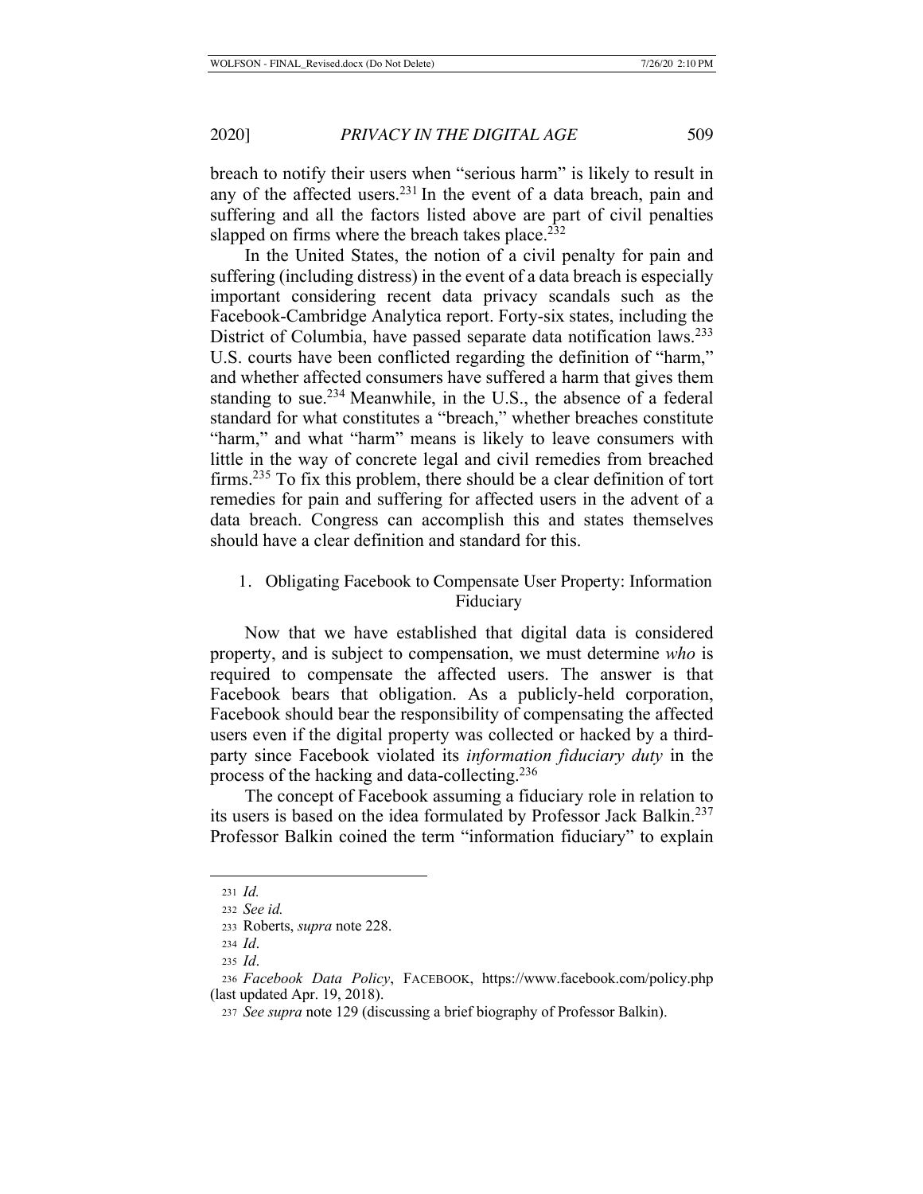breach to notify their users when "serious harm" is likely to result in any of the affected users.[231] In the event of a data breach, pain and suffering and all the factors listed above are part of civil penalties slapped on firms where the breach takes place.[232]

In the United States, the notion of a civil penalty for pain and suffering (including distress) in the event of a data breach is especially important considering recent data privacy scandals such as the Facebook-Cambridge Analytica report. Forty-six states, including the District of Columbia, have passed separate data notification laws.[233] U.S. courts have been conflicted regarding the definition of "harm," and whether affected consumers have suffered a harm that gives them standing to sue.[234] Meanwhile, in the U.S., the absence of a federal standard for what constitutes a "breach," whether breaches constitute "harm," and what "harm" means is likely to leave consumers with little in the way of concrete legal and civil remedies from breached firms.[235] To fix this problem, there should be a clear definition of tort remedies for pain and suffering for affected users in the advent of a data breach. Congress can accomplish this and states themselves should have a clear definition and standard for this.

### 1. Obligating Facebook to Compensate User Property: Information Fiduciary

Now that we have established that digital data is considered property, and is subject to compensation, we must determine *who* is required to compensate the affected users. The answer is that Facebook bears that obligation. As a publicly-held corporation, Facebook should bear the responsibility of compensating the affected users even if the digital property was collected or hacked by a third-party since Facebook violated its *information fiduciary duty* in the process of the hacking and data-collecting.[236]

The concept of Facebook assuming a fiduciary role in relation to its users is based on the idea formulated by Professor Jack Balkin.[237] Professor Balkin coined the term "information fiduciary" to explain

---

231 *Id.*

232 *See id.*

233 Roberts, *supra* note 228.

234 *Id*.

235 *Id*.

236 *Facebook Data Policy*, FACEBOOK, https://www.facebook.com/policy.php (last updated Apr. 19, 2018).

237 *See supra* note 129 (discussing a brief biography of Professor Balkin).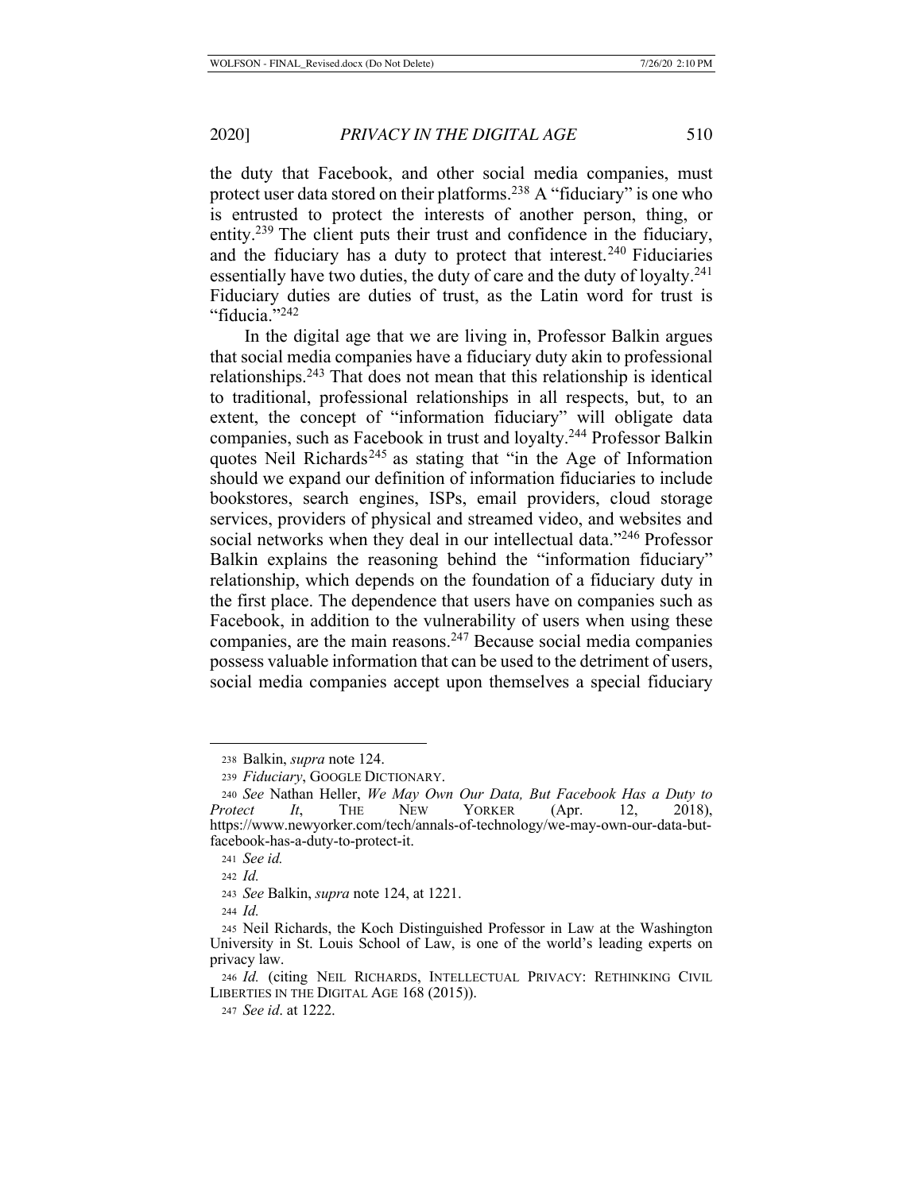the duty that Facebook, and other social media companies, must protect user data stored on their platforms.[238] A "fiduciary" is one who is entrusted to protect the interests of another person, thing, or entity.[239] The client puts their trust and confidence in the fiduciary, and the fiduciary has a duty to protect that interest.[240] Fiduciaries essentially have two duties, the duty of care and the duty of loyalty.[241] Fiduciary duties are duties of trust, as the Latin word for trust is "fiducia."[242]

In the digital age that we are living in, Professor Balkin argues that social media companies have a fiduciary duty akin to professional relationships.[243] That does not mean that this relationship is identical to traditional, professional relationships in all respects, but, to an extent, the concept of "information fiduciary" will obligate data companies, such as Facebook in trust and loyalty.[244] Professor Balkin quotes Neil Richards[245] as stating that "in the Age of Information should we expand our definition of information fiduciaries to include bookstores, search engines, ISPs, email providers, cloud storage services, providers of physical and streamed video, and websites and social networks when they deal in our intellectual data."[246] Professor Balkin explains the reasoning behind the "information fiduciary" relationship, which depends on the foundation of a fiduciary duty in the first place. The dependence that users have on companies such as Facebook, in addition to the vulnerability of users when using these companies, are the main reasons.[247] Because social media companies possess valuable information that can be used to the detriment of users, social media companies accept upon themselves a special fiduciary

---

[238] Balkin, *supra* note 124.

[239] *Fiduciary*, GOOGLE DICTIONARY.

[240] *See* Nathan Heller, *We May Own Our Data, But Facebook Has a Duty to Protect It*, THE NEW YORKER (Apr. 12, 2018), https://www.newyorker.com/tech/annals-of-technology/we-may-own-our-data-but-facebook-has-a-duty-to-protect-it.

[241] *See id.*

[242] *Id.*

[243] *See* Balkin, *supra* note 124, at 1221.

[244] *Id.*

[245] Neil Richards, the Koch Distinguished Professor in Law at the Washington University in St. Louis School of Law, is one of the world's leading experts on privacy law.

[246] *Id.* (citing NEIL RICHARDS, INTELLECTUAL PRIVACY: RETHINKING CIVIL LIBERTIES IN THE DIGITAL AGE 168 (2015)).

[247] *See id.* at 1222.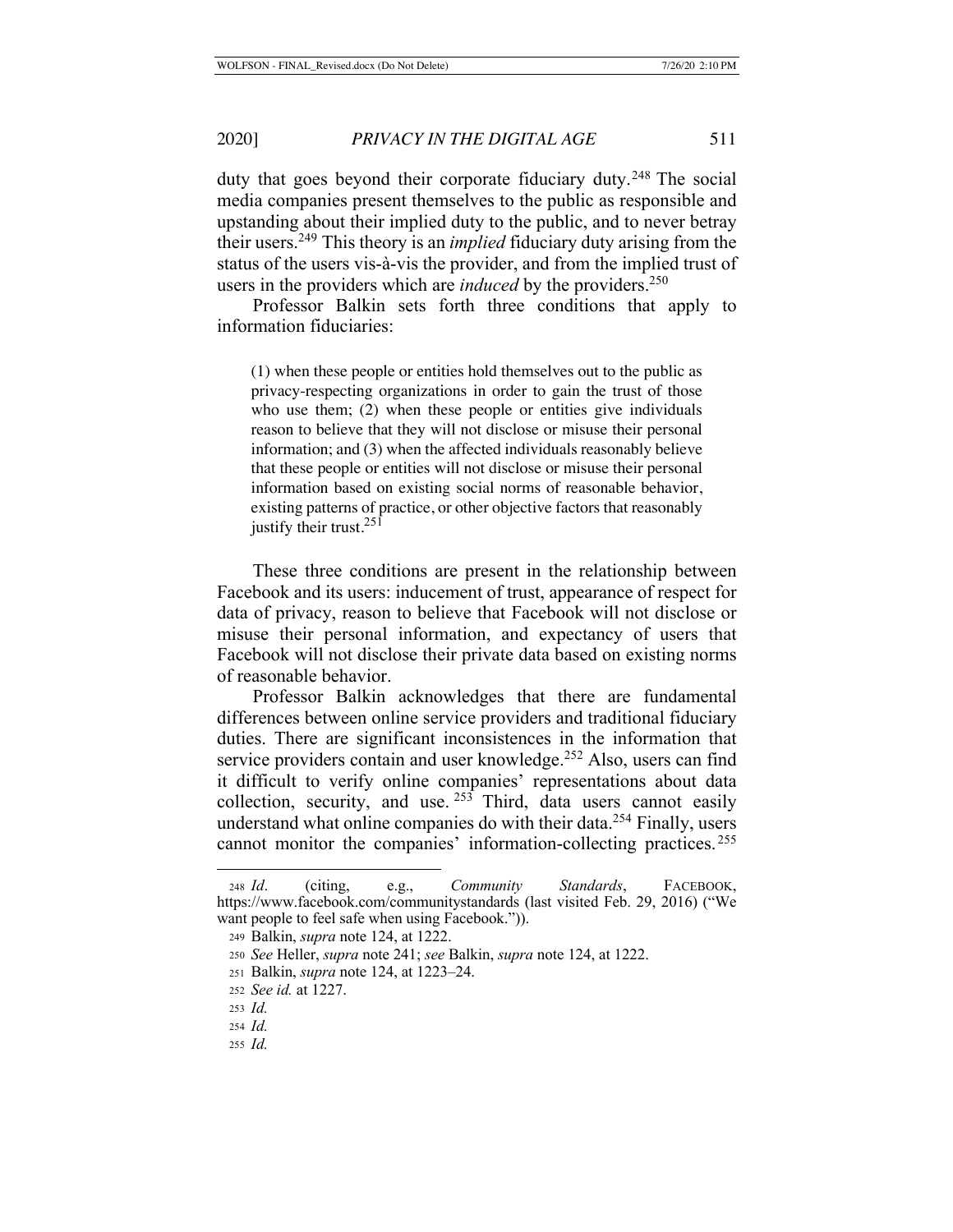duty that goes beyond their corporate fiduciary duty.[248] The social media companies present themselves to the public as responsible and upstanding about their implied duty to the public, and to never betray their users.[249] This theory is an *implied* fiduciary duty arising from the status of the users vis-à-vis the provider, and from the implied trust of users in the providers which are *induced* by the providers.[250]

Professor Balkin sets forth three conditions that apply to information fiduciaries:

> (1) when these people or entities hold themselves out to the public as privacy-respecting organizations in order to gain the trust of those who use them; (2) when these people or entities give individuals reason to believe that they will not disclose or misuse their personal information; and (3) when the affected individuals reasonably believe that these people or entities will not disclose or misuse their personal information based on existing social norms of reasonable behavior, existing patterns of practice, or other objective factors that reasonably justify their trust.[251]

These three conditions are present in the relationship between Facebook and its users: inducement of trust, appearance of respect for data of privacy, reason to believe that Facebook will not disclose or misuse their personal information, and expectancy of users that Facebook will not disclose their private data based on existing norms of reasonable behavior.

Professor Balkin acknowledges that there are fundamental differences between online service providers and traditional fiduciary duties. There are significant inconsistences in the information that service providers contain and user knowledge.[252] Also, users can find it difficult to verify online companies' representations about data collection, security, and use.[253] Third, data users cannot easily understand what online companies do with their data.[254] Finally, users cannot monitor the companies' information-collecting practices.[255]

---

248 *Id.* (citing, e.g., *Community Standards*, FACEBOOK, https://www.facebook.com/communitystandards (last visited Feb. 29, 2016) ("We want people to feel safe when using Facebook.")).

249 Balkin, *supra* note 124, at 1222.

250 *See* Heller, *supra* note 241; *see* Balkin, *supra* note 124, at 1222.

251 Balkin, *supra* note 124, at 1223–24.

252 *See id.* at 1227.

253 *Id.*

254 *Id.*

255 *Id.*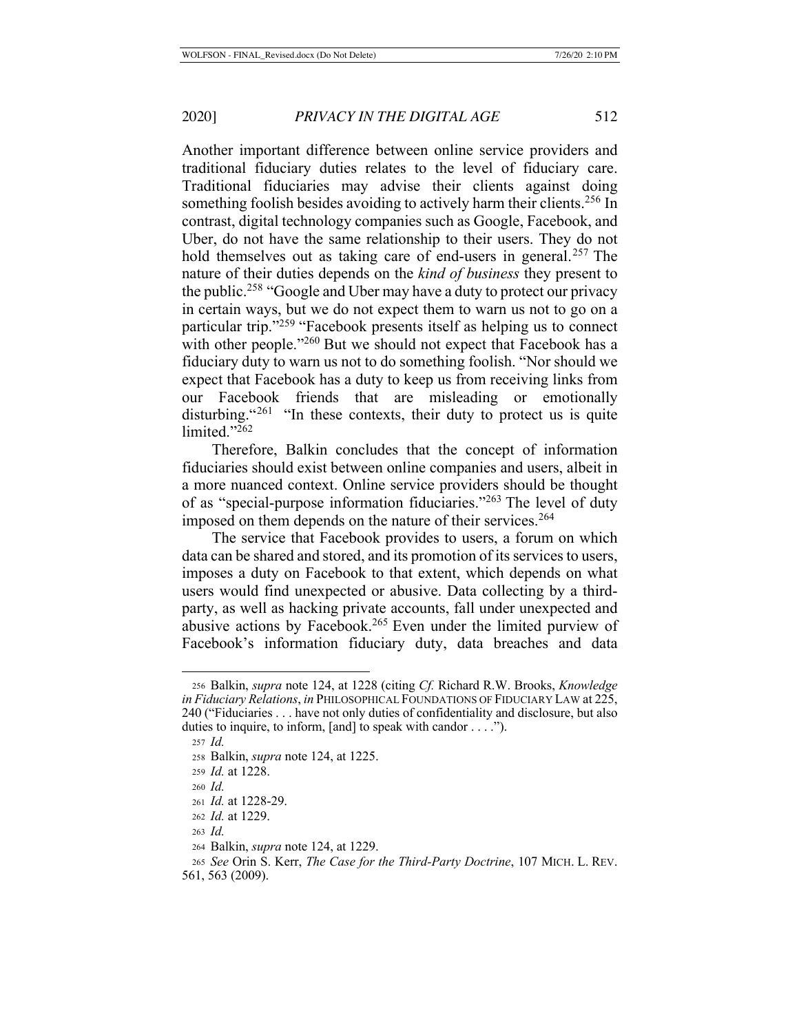Another important difference between online service providers and traditional fiduciary duties relates to the level of fiduciary care. Traditional fiduciaries may advise their clients against doing something foolish besides avoiding to actively harm their clients.[256] In contrast, digital technology companies such as Google, Facebook, and Uber, do not have the same relationship to their users. They do not hold themselves out as taking care of end-users in general.[257] The nature of their duties depends on the *kind of business* they present to the public.[258] "Google and Uber may have a duty to protect our privacy in certain ways, but we do not expect them to warn us not to go on a particular trip."[259] "Facebook presents itself as helping us to connect with other people."[260] But we should not expect that Facebook has a fiduciary duty to warn us not to do something foolish. "Nor should we expect that Facebook has a duty to keep us from receiving links from our Facebook friends that are misleading or emotionally disturbing."[261] "In these contexts, their duty to protect us is quite limited."[262]

Therefore, Balkin concludes that the concept of information fiduciaries should exist between online companies and users, albeit in a more nuanced context. Online service providers should be thought of as "special-purpose information fiduciaries."[263] The level of duty imposed on them depends on the nature of their services.[264]

The service that Facebook provides to users, a forum on which data can be shared and stored, and its promotion of its services to users, imposes a duty on Facebook to that extent, which depends on what users would find unexpected or abusive. Data collecting by a third-party, as well as hacking private accounts, fall under unexpected and abusive actions by Facebook.[265] Even under the limited purview of Facebook's information fiduciary duty, data breaches and data

---

256 Balkin, *supra* note 124, at 1228 (citing *Cf.* Richard R.W. Brooks, *Knowledge in Fiduciary Relations*, *in* PHILOSOPHICAL FOUNDATIONS OF FIDUCIARY LAW at 225, 240 ("Fiduciaries . . . have not only duties of confidentiality and disclosure, but also duties to inquire, to inform, [and] to speak with candor . . . .").

257 *Id.*

258 Balkin, *supra* note 124, at 1225.

259 *Id.* at 1228.

260 *Id.*

261 *Id.* at 1228-29.

262 *Id.* at 1229.

263 *Id.*

264 Balkin, *supra* note 124, at 1229.

265 *See* Orin S. Kerr, *The Case for the Third-Party Doctrine*, 107 MICH. L. REV. 561, 563 (2009).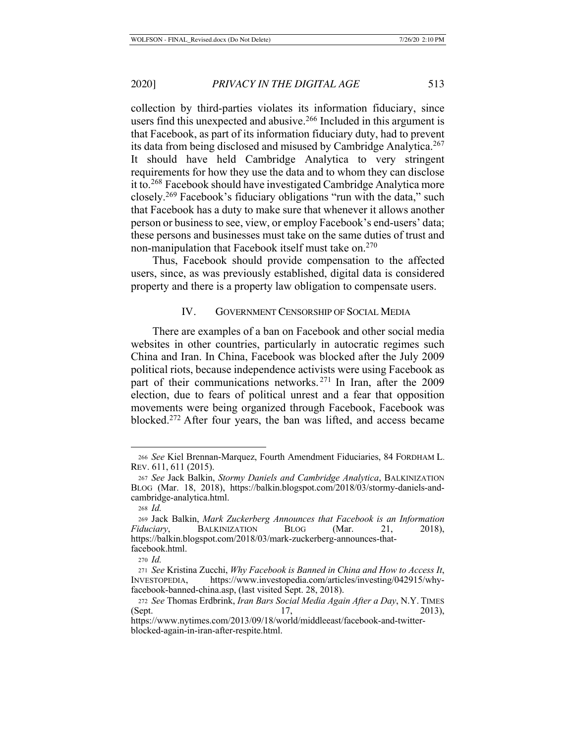collection by third-parties violates its information fiduciary, since users find this unexpected and abusive.[266] Included in this argument is that Facebook, as part of its information fiduciary duty, had to prevent its data from being disclosed and misused by Cambridge Analytica.[267] It should have held Cambridge Analytica to very stringent requirements for how they use the data and to whom they can disclose it to.[268] Facebook should have investigated Cambridge Analytica more closely.[269] Facebook's fiduciary obligations "run with the data," such that Facebook has a duty to make sure that whenever it allows another person or business to see, view, or employ Facebook's end-users' data; these persons and businesses must take on the same duties of trust and non-manipulation that Facebook itself must take on.[270]

Thus, Facebook should provide compensation to the affected users, since, as was previously established, digital data is considered property and there is a property law obligation to compensate users.

## IV. GOVERNMENT CENSORSHIP OF SOCIAL MEDIA

There are examples of a ban on Facebook and other social media websites in other countries, particularly in autocratic regimes such China and Iran. In China, Facebook was blocked after the July 2009 political riots, because independence activists were using Facebook as part of their communications networks.[271] In Iran, after the 2009 election, due to fears of political unrest and a fear that opposition movements were being organized through Facebook, Facebook was blocked.[272] After four years, the ban was lifted, and access became

---

266 *See* Kiel Brennan-Marquez, Fourth Amendment Fiduciaries, 84 FORDHAM L. REV. 611, 611 (2015).

267 *See* Jack Balkin, *Stormy Daniels and Cambridge Analytica*, BALKINIZATION BLOG (Mar. 18, 2018), https://balkin.blogspot.com/2018/03/stormy-daniels-and-cambridge-analytica.html.

268 *Id.*

269 Jack Balkin, *Mark Zuckerberg Announces that Facebook is an Information Fiduciary*, BALKINIZATION BLOG (Mar. 21, 2018), https://balkin.blogspot.com/2018/03/mark-zuckerberg-announces-that-facebook.html.

270 *Id.*

271 *See* Kristina Zucchi, *Why Facebook is Banned in China and How to Access It*, INVESTOPEDIA, https://www.investopedia.com/articles/investing/042915/why-facebook-banned-china.asp, (last visited Sept. 28, 2018).

272 *See* Thomas Erdbrink, *Iran Bars Social Media Again After a Day*, N.Y. TIMES (Sept. 17, 2013), https://www.nytimes.com/2013/09/18/world/middleeast/facebook-and-twitter-blocked-again-in-iran-after-respite.html.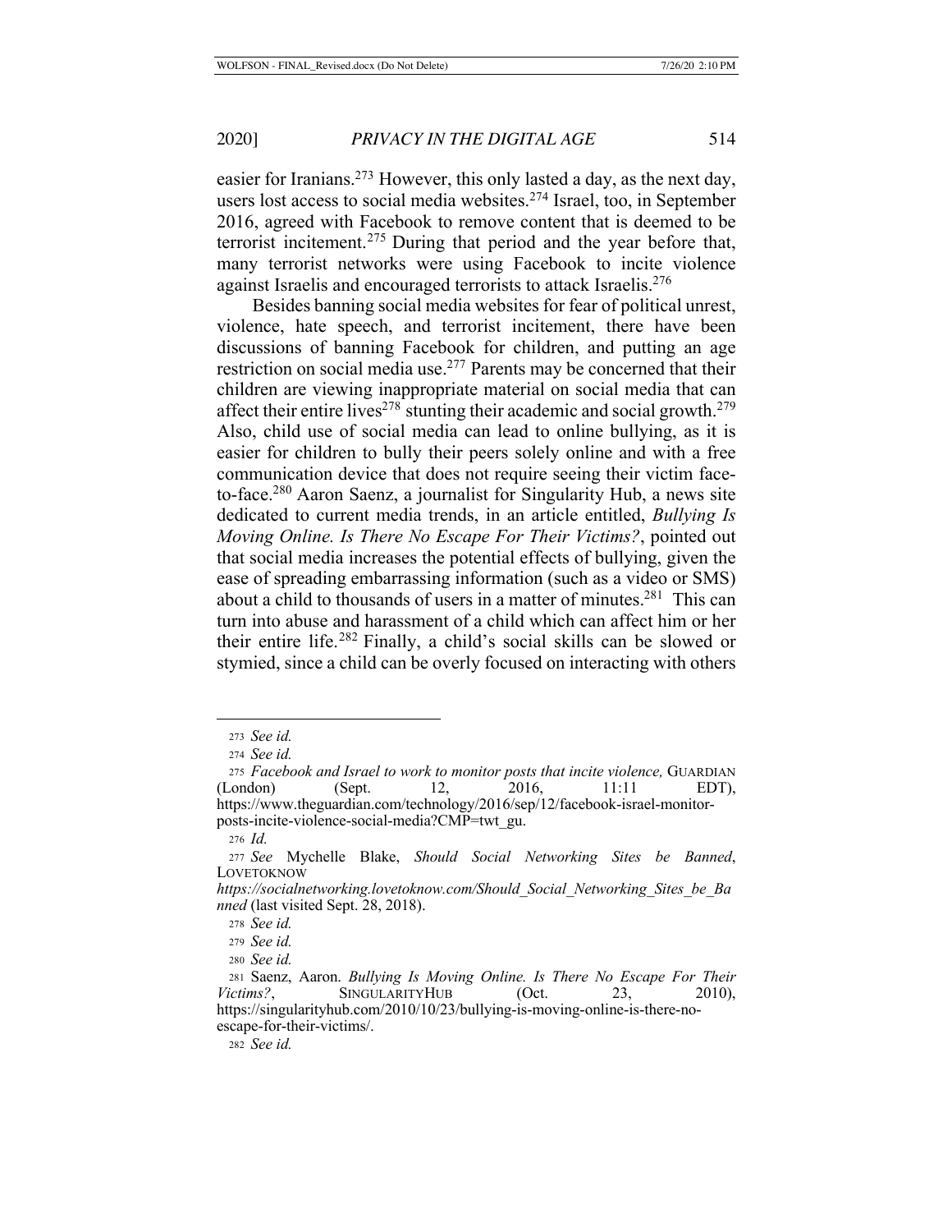easier for Iranians.[273] However, this only lasted a day, as the next day, users lost access to social media websites.[274] Israel, too, in September 2016, agreed with Facebook to remove content that is deemed to be terrorist incitement.[275] During that period and the year before that, many terrorist networks were using Facebook to incite violence against Israelis and encouraged terrorists to attack Israelis.[276]

Besides banning social media websites for fear of political unrest, violence, hate speech, and terrorist incitement, there have been discussions of banning Facebook for children, and putting an age restriction on social media use.[277] Parents may be concerned that their children are viewing inappropriate material on social media that can affect their entire lives[278] stunting their academic and social growth.[279] Also, child use of social media can lead to online bullying, as it is easier for children to bully their peers solely online and with a free communication device that does not require seeing their victim face-to-face.[280] Aaron Saenz, a journalist for Singularity Hub, a news site dedicated to current media trends, in an article entitled, *Bullying Is Moving Online. Is There No Escape For Their Victims?*, pointed out that social media increases the potential effects of bullying, given the ease of spreading embarrassing information (such as a video or SMS) about a child to thousands of users in a matter of minutes.[281] This can turn into abuse and harassment of a child which can affect him or her their entire life.[282] Finally, a child's social skills can be slowed or stymied, since a child can be overly focused on interacting with others

---

[273] *See id.*

[274] *See id.*

[275] *Facebook and Israel to work to monitor posts that incite violence,* GUARDIAN (London) (Sept. 12, 2016, 11:11 EDT), https://www.theguardian.com/technology/2016/sep/12/facebook-israel-monitor-posts-incite-violence-social-media?CMP=twt_gu.

[276] *Id.*

[277] *See* Mychelle Blake, *Should Social Networking Sites be Banned*, LOVETOKNOW *https://socialnetworking.lovetoknow.com/Should_Social_Networking_Sites_be_Banned* (last visited Sept. 28, 2018).

[278] *See id.*

[279] *See id.*

[280] *See id.*

[281] Saenz, Aaron. *Bullying Is Moving Online. Is There No Escape For Their Victims?*, SINGULARITYHUB (Oct. 23, 2010), https://singularityhub.com/2010/10/23/bullying-is-moving-online-is-there-no-escape-for-their-victims/.

[282] *See id.*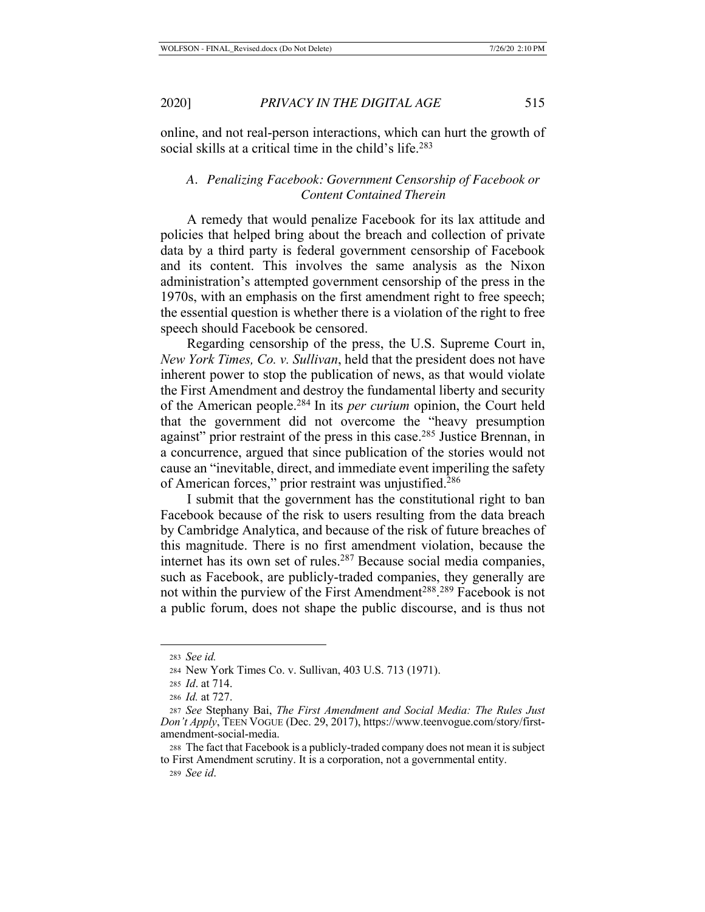online, and not real-person interactions, which can hurt the growth of social skills at a critical time in the child's life.[283]

### *A. Penalizing Facebook: Government Censorship of Facebook or Content Contained Therein*

A remedy that would penalize Facebook for its lax attitude and policies that helped bring about the breach and collection of private data by a third party is federal government censorship of Facebook and its content. This involves the same analysis as the Nixon administration's attempted government censorship of the press in the 1970s, with an emphasis on the first amendment right to free speech; the essential question is whether there is a violation of the right to free speech should Facebook be censored.

Regarding censorship of the press, the U.S. Supreme Court in, *New York Times, Co. v. Sullivan*, held that the president does not have inherent power to stop the publication of news, as that would violate the First Amendment and destroy the fundamental liberty and security of the American people.[284] In its *per curium* opinion, the Court held that the government did not overcome the "heavy presumption against" prior restraint of the press in this case.[285] Justice Brennan, in a concurrence, argued that since publication of the stories would not cause an "inevitable, direct, and immediate event imperiling the safety of American forces," prior restraint was unjustified.[286]

I submit that the government has the constitutional right to ban Facebook because of the risk to users resulting from the data breach by Cambridge Analytica, and because of the risk of future breaches of this magnitude. There is no first amendment violation, because the internet has its own set of rules.[287] Because social media companies, such as Facebook, are publicly-traded companies, they generally are not within the purview of the First Amendment[288].[289] Facebook is not a public forum, does not shape the public discourse, and is thus not

---

[283] *See id.*

[284] New York Times Co. v. Sullivan, 403 U.S. 713 (1971).

[285] *Id*. at 714.

[286] *Id.* at 727.

[287] *See* Stephany Bai, *The First Amendment and Social Media: The Rules Just Don't Apply*, TEEN VOGUE (Dec. 29, 2017), https://www.teenvogue.com/story/first-amendment-social-media.

[288] The fact that Facebook is a publicly-traded company does not mean it is subject to First Amendment scrutiny. It is a corporation, not a governmental entity.

[289] *See id*.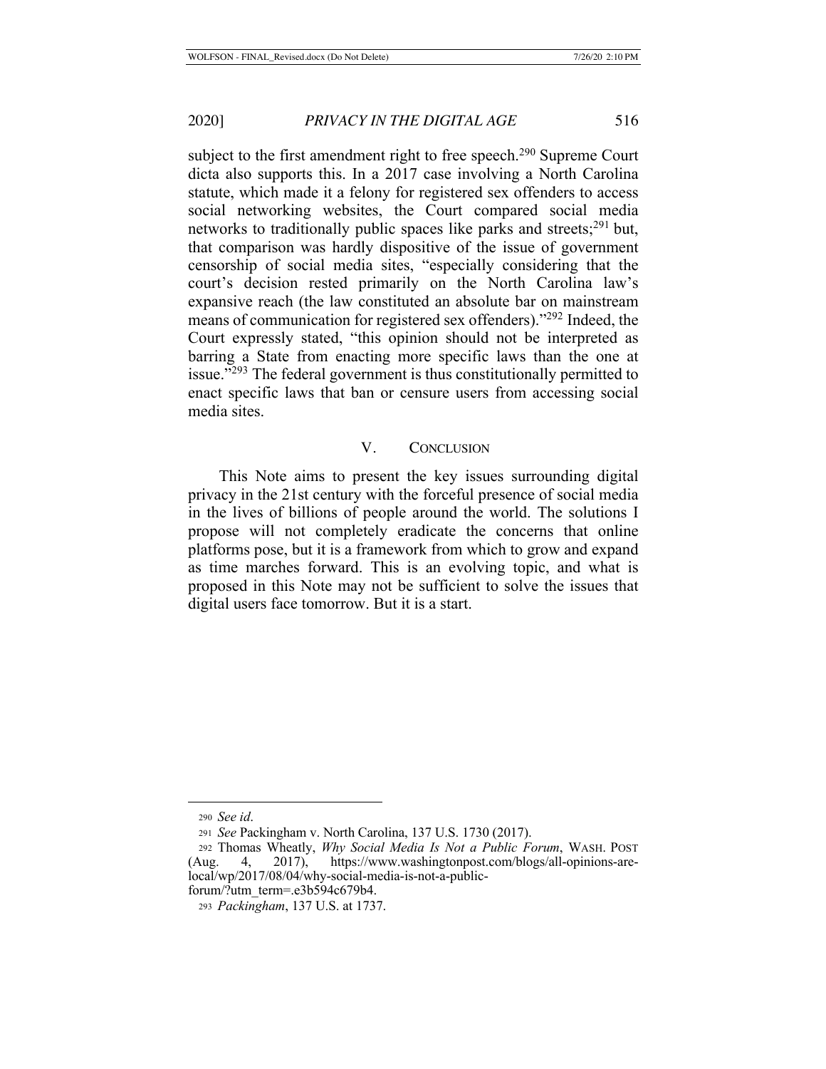subject to the first amendment right to free speech.[290] Supreme Court dicta also supports this. In a 2017 case involving a North Carolina statute, which made it a felony for registered sex offenders to access social networking websites, the Court compared social media networks to traditionally public spaces like parks and streets;[291] but, that comparison was hardly dispositive of the issue of government censorship of social media sites, "especially considering that the court's decision rested primarily on the North Carolina law's expansive reach (the law constituted an absolute bar on mainstream means of communication for registered sex offenders)."[292] Indeed, the Court expressly stated, "this opinion should not be interpreted as barring a State from enacting more specific laws than the one at issue."[293] The federal government is thus constitutionally permitted to enact specific laws that ban or censure users from accessing social media sites.

## V. CONCLUSION

This Note aims to present the key issues surrounding digital privacy in the 21st century with the forceful presence of social media in the lives of billions of people around the world. The solutions I propose will not completely eradicate the concerns that online platforms pose, but it is a framework from which to grow and expand as time marches forward. This is an evolving topic, and what is proposed in this Note may not be sufficient to solve the issues that digital users face tomorrow. But it is a start.

---

290 *See id*.

291 *See* Packingham v. North Carolina, 137 U.S. 1730 (2017).

292 Thomas Wheatly, *Why Social Media Is Not a Public Forum*, WASH. POST (Aug. 4, 2017), https://www.washingtonpost.com/blogs/all-opinions-are-local/wp/2017/08/04/why-social-media-is-not-a-public-forum/?utm_term=.e3b594c679b4.

293 *Packingham*, 137 U.S. at 1737.